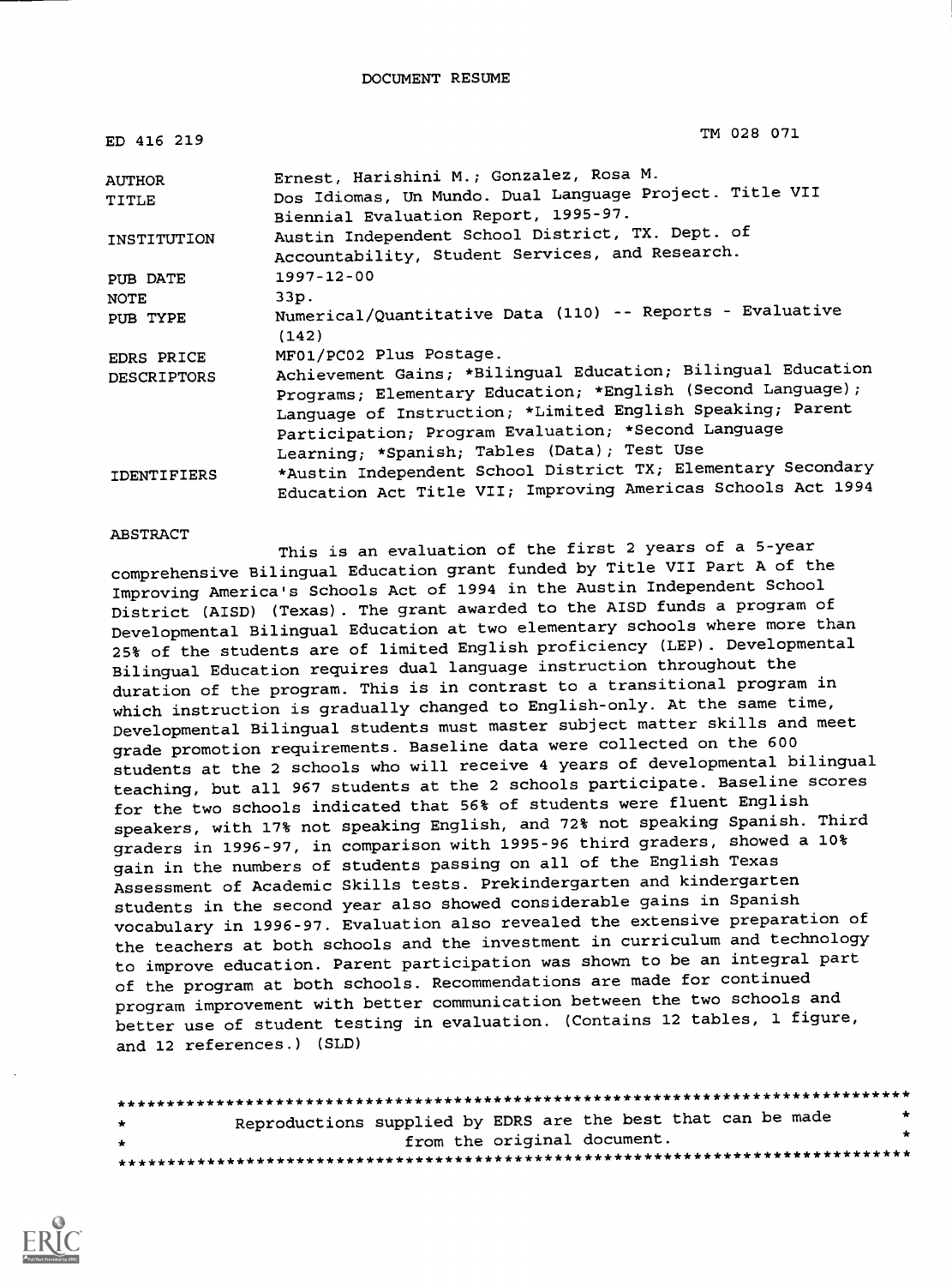DOCUMENT RESUME

| | |
|---|---|
| ED 416 219 | TM 028 071 |
| AUTHOR | Ernest, Harishini M.; Gonzalez, Rosa M. |
| TITLE | Dos Idiomas, Un Mundo. Dual Language Project. Title VII Biennial Evaluation Report, 1995-97. |
| INSTITUTION | Austin Independent School District, TX. Dept. of Accountability, Student Services, and Research. |
| PUB DATE | 1997-12-00 |
| NOTE | 33p. |
| PUB TYPE | Numerical/Quantitative Data (110) -- Reports - Evaluative (142) |
| EDRS PRICE | MF01/PC02 Plus Postage. |
| DESCRIPTORS | Achievement Gains; *Bilingual Education; Bilingual Education Programs; Elementary Education; *English (Second Language); Language of Instruction; *Limited English Speaking; Parent Participation; Program Evaluation; *Second Language Learning; *Spanish; Tables (Data); Test Use |
| IDENTIFIERS | *Austin Independent School District TX; Elementary Secondary Education Act Title VII; Improving Americas Schools Act 1994 |

ABSTRACT

This is an evaluation of the first 2 years of a 5-year comprehensive Bilingual Education grant funded by Title VII Part A of the Improving America's Schools Act of 1994 in the Austin Independent School District (AISD) (Texas). The grant awarded to the AISD funds a program of Developmental Bilingual Education at two elementary schools where more than 25% of the students are of limited English proficiency (LEP). Developmental Bilingual Education requires dual language instruction throughout the duration of the program. This is in contrast to a transitional program in which instruction is gradually changed to English-only. At the same time, Developmental Bilingual students must master subject matter skills and meet grade promotion requirements. Baseline data were collected on the 600 students at the 2 schools who will receive 4 years of developmental bilingual teaching, but all 967 students at the 2 schools participate. Baseline scores for the two schools indicated that 56% of students were fluent English speakers, with 17% not speaking English, and 72% not speaking Spanish. Third graders in 1996-97, in comparison with 1995-96 third graders, showed a 10% gain in the numbers of students passing on all of the English Texas Assessment of Academic Skills tests. Prekindergarten and kindergarten students in the second year also showed considerable gains in Spanish vocabulary in 1996-97. Evaluation also revealed the extensive preparation of the teachers at both schools and the investment in curriculum and technology to improve education. Parent participation was shown to be an integral part of the program at both schools. Recommendations are made for continued program improvement with better communication between the two schools and better use of student testing in evaluation. (Contains 12 tables, 1 figure, and 12 references.) (SLD)

********************************************************************************
* Reproductions supplied by EDRS are the best that can be made *
* from the original document. *
********************************************************************************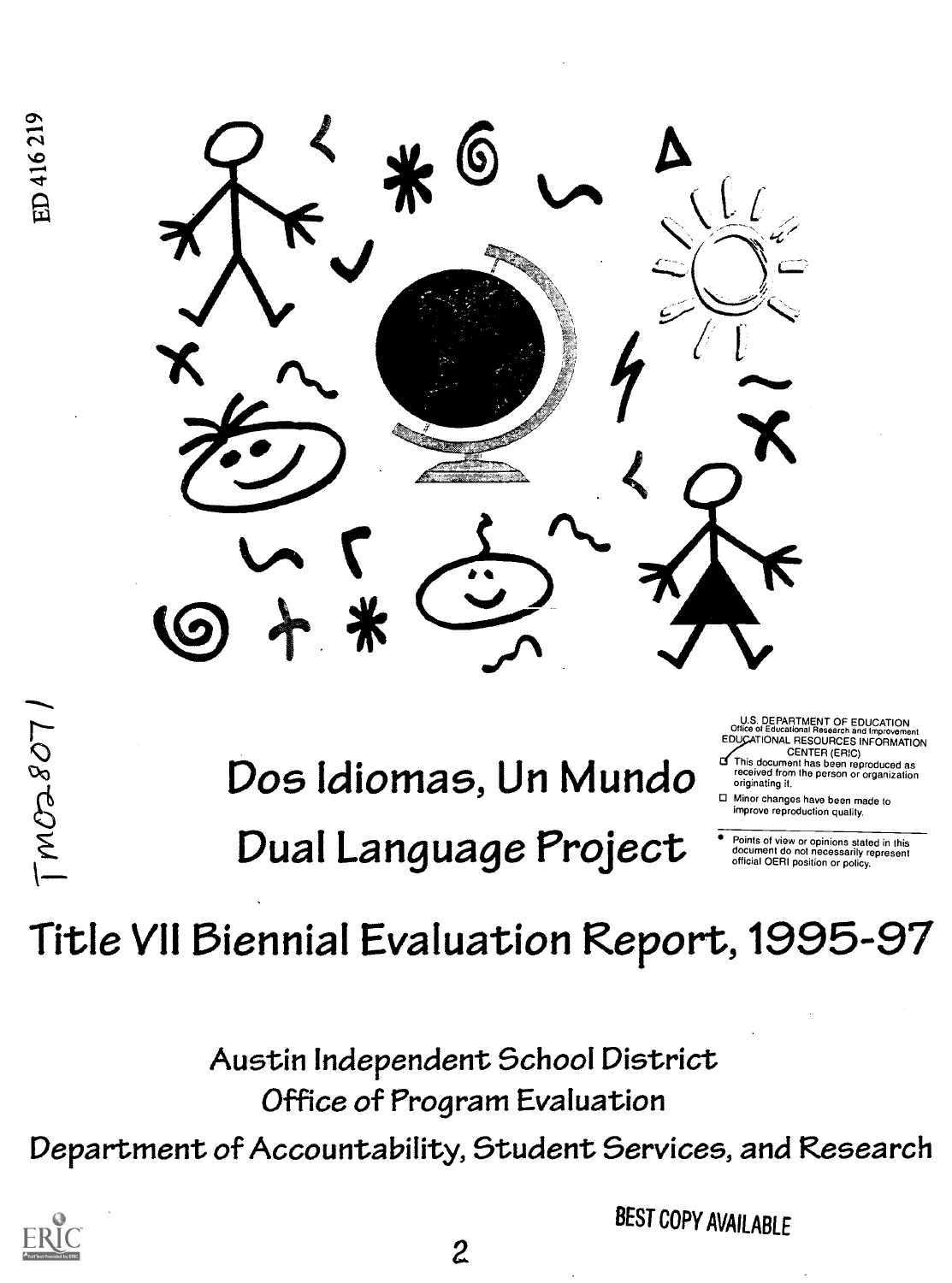ED 416 219

TM028071

# Dos Idiomas, Un Mundo

# Dual Language Project

U.S. DEPARTMENT OF EDUCATION
Office of Educational Research and Improvement
EDUCATIONAL RESOURCES INFORMATION CENTER (ERIC)

- This document has been reproduced as received from the person or organization originating it.
- Minor changes have been made to improve reproduction quality.

- Points of view or opinions stated in this document do not necessarily represent official OERI position or policy.

# Title VII Biennial Evaluation Report, 1995-97

Austin Independent School District
Office of Program Evaluation
Department of Accountability, Student Services, and Research

BEST COPY AVAILABLE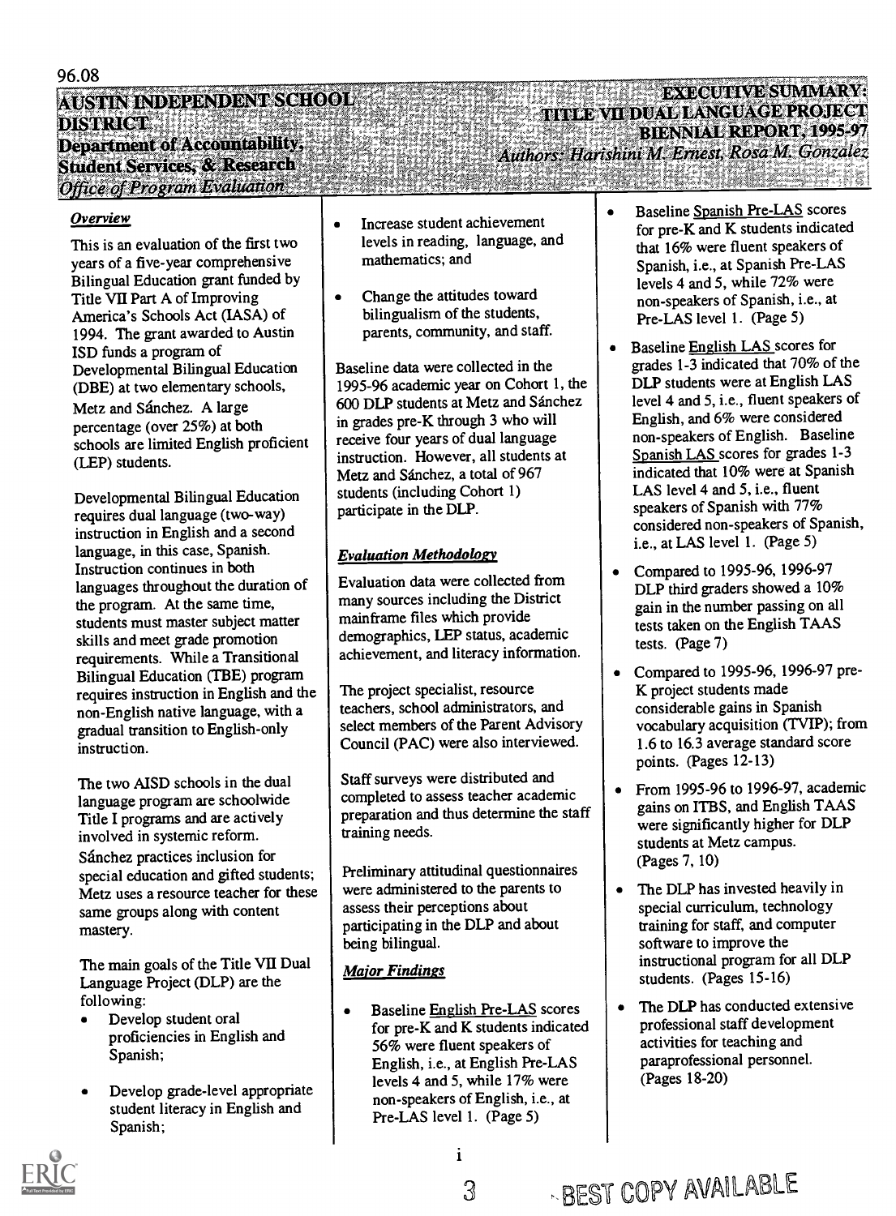96.08

**AUSTIN INDEPENDENT SCHOOL DISTRICT**
**Department of Accountability, Student Services, & Research**
*Office of Program Evaluation*

# EXECUTIVE SUMMARY: TITLE VII DUAL LANGUAGE PROJECT BIENNIAL REPORT, 1995-97

*Authors: Harishini M. Ernest, Rosa M. Gonzalez*

## *Overview*

This is an evaluation of the first two years of a five-year comprehensive Bilingual Education grant funded by Title VII Part A of Improving America's Schools Act (IASA) of 1994. The grant awarded to Austin ISD funds a program of Developmental Bilingual Education (DBE) at two elementary schools, Metz and Sánchez. A large percentage (over 25%) at both schools are limited English proficient (LEP) students.

Developmental Bilingual Education requires dual language (two-way) instruction in English and a second language, in this case, Spanish. Instruction continues in both languages throughout the duration of the program. At the same time, students must master subject matter skills and meet grade promotion requirements. While a Transitional Bilingual Education (TBE) program requires instruction in English and the non-English native language, with a gradual transition to English-only instruction.

The two AISD schools in the dual language program are schoolwide Title I programs and are actively involved in systemic reform. Sánchez practices inclusion for special education and gifted students; Metz uses a resource teacher for these same groups along with content mastery.

The main goals of the Title VII Dual Language Project (DLP) are the following:

- Develop student oral proficiencies in English and Spanish;
- Develop grade-level appropriate student literacy in English and Spanish;
- Increase student achievement levels in reading, language, and mathematics; and
- Change the attitudes toward bilingualism of the students, parents, community, and staff.

Baseline data were collected in the 1995-96 academic year on Cohort 1, the 600 DLP students at Metz and Sánchez in grades pre-K through 3 who will receive four years of dual language instruction. However, all students at Metz and Sánchez, a total of 967 students (including Cohort 1) participate in the DLP.

## *Evaluation Methodology*

Evaluation data were collected from many sources including the District mainframe files which provide demographics, LEP status, academic achievement, and literacy information.

The project specialist, resource teachers, school administrators, and select members of the Parent Advisory Council (PAC) were also interviewed.

Staff surveys were distributed and completed to assess teacher academic preparation and thus determine the staff training needs.

Preliminary attitudinal questionnaires were administered to the parents to assess their perceptions about participating in the DLP and about being bilingual.

## *Major Findings*

- Baseline English Pre-LAS scores for pre-K and K students indicated 56% were fluent speakers of English, i.e., at English Pre-LAS levels 4 and 5, while 17% were non-speakers of English, i.e., at Pre-LAS level 1. (Page 5)
- Baseline Spanish Pre-LAS scores for pre-K and K students indicated that 16% were fluent speakers of Spanish, i.e., at Spanish Pre-LAS levels 4 and 5, while 72% were non-speakers of Spanish, i.e., at Pre-LAS level 1. (Page 5)
- Baseline English LAS scores for grades 1-3 indicated that 70% of the DLP students were at English LAS level 4 and 5, i.e., fluent speakers of English, and 6% were considered non-speakers of English. Baseline Spanish LAS scores for grades 1-3 indicated that 10% were at Spanish LAS level 4 and 5, i.e., fluent speakers of Spanish with 77% considered non-speakers of Spanish, i.e., at LAS level 1. (Page 5)
- Compared to 1995-96, 1996-97 DLP third graders showed a 10% gain in the number passing on all tests taken on the English TAAS tests. (Page 7)
- Compared to 1995-96, 1996-97 pre-K project students made considerable gains in Spanish vocabulary acquisition (TVIP); from 1.6 to 16.3 average standard score points. (Pages 12-13)
- From 1995-96 to 1996-97, academic gains on ITBS, and English TAAS were significantly higher for DLP students at Metz campus. (Pages 7, 10)
- The DLP has invested heavily in special curriculum, technology training for staff, and computer software to improve the instructional program for all DLP students. (Pages 15-16)
- The DLP has conducted extensive professional staff development activities for teaching and paraprofessional personnel. (Pages 18-20)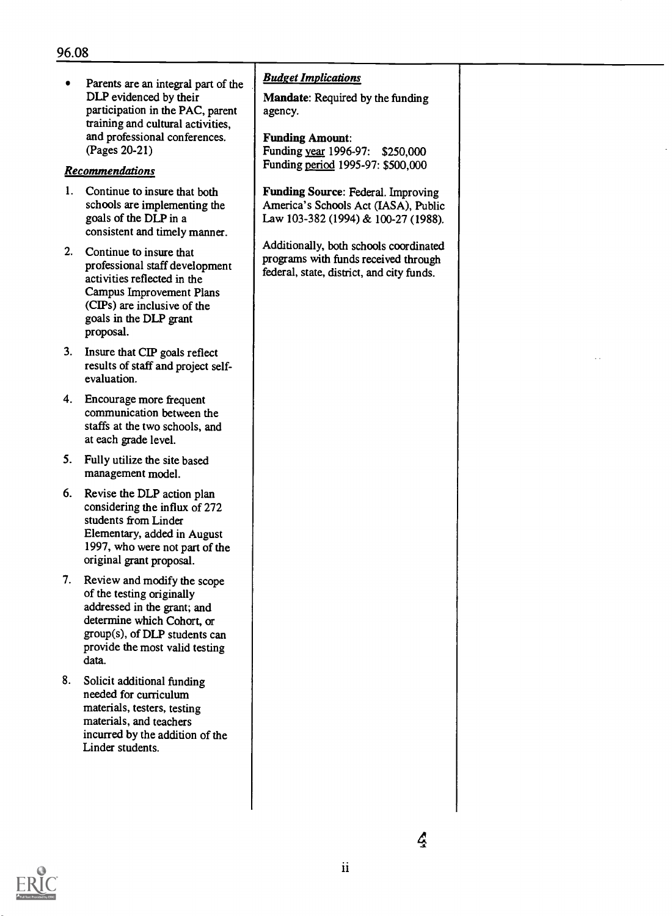- Parents are an integral part of the DLP evidenced by their participation in the PAC, parent training and cultural activities, and professional conferences. (Pages 20-21)

***Recommendations***

1. Continue to insure that both schools are implementing the goals of the DLP in a consistent and timely manner.
2. Continue to insure that professional staff development activities reflected in the Campus Improvement Plans (CIPs) are inclusive of the goals in the DLP grant proposal.
3. Insure that CIP goals reflect results of staff and project self-evaluation.
4. Encourage more frequent communication between the staffs at the two schools, and at each grade level.
5. Fully utilize the site based management model.
6. Revise the DLP action plan considering the influx of 272 students from Linder Elementary, added in August 1997, who were not part of the original grant proposal.
7. Review and modify the scope of the testing originally addressed in the grant; and determine which Cohort, or group(s), of DLP students can provide the most valid testing data.
8. Solicit additional funding needed for curriculum materials, testers, testing materials, and teachers incurred by the addition of the Linder students.

***Budget Implications***

**Mandate**: Required by the funding agency.

**Funding Amount**:
Funding year 1996-97: $250,000
Funding period 1995-97: $500,000

**Funding Source**: Federal. Improving America's Schools Act (IASA), Public Law 103-382 (1994) & 100-27 (1988).

Additionally, both schools coordinated programs with funds received through federal, state, district, and city funds.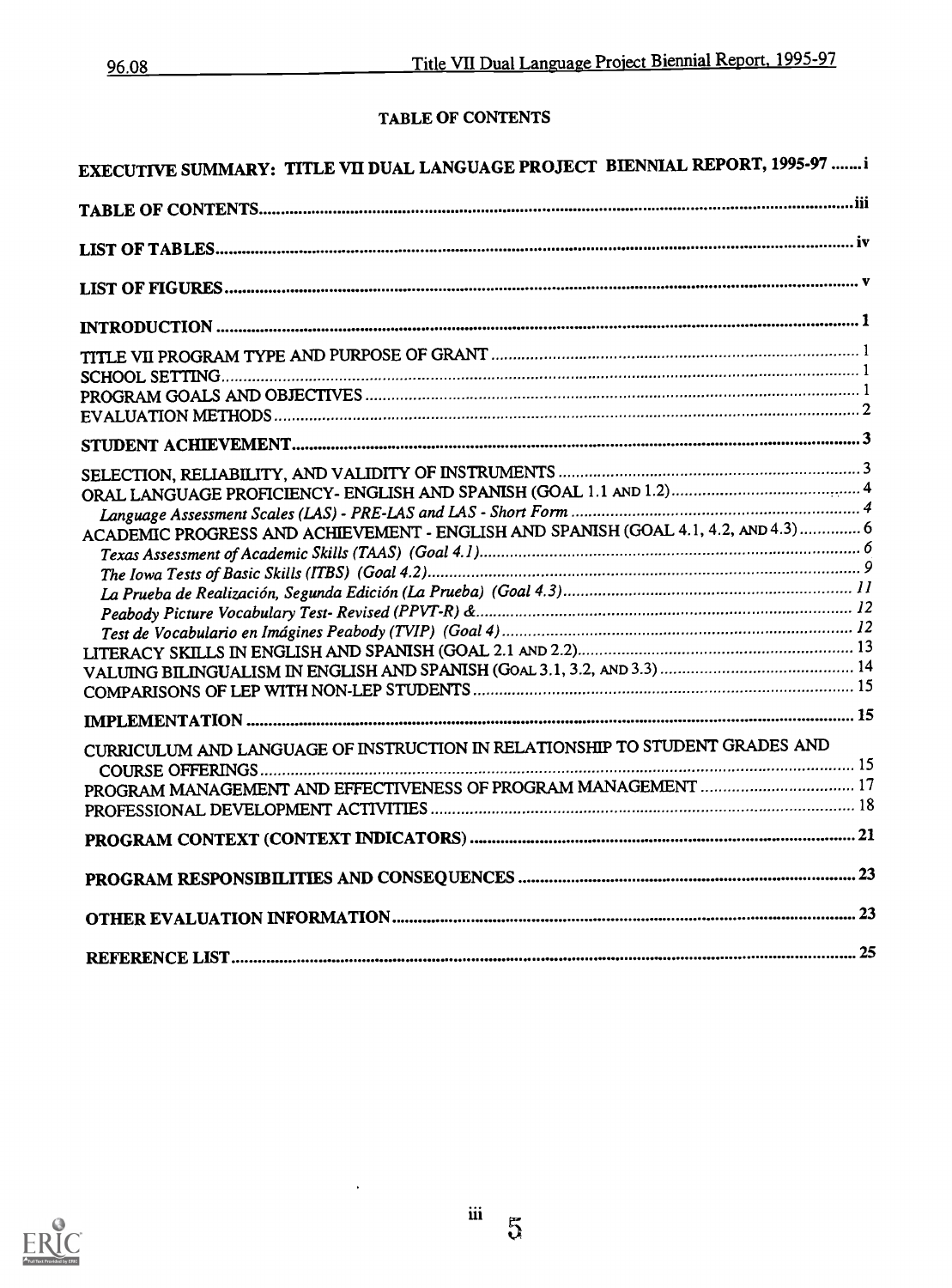# TABLE OF CONTENTS

EXECUTIVE SUMMARY: TITLE VII DUAL LANGUAGE PROJECT BIENNIAL REPORT, 1995-97 ....... i

TABLE OF CONTENTS ....... iii

LIST OF TABLES ....... iv

LIST OF FIGURES ....... v

INTRODUCTION ....... 1

- TITLE VII PROGRAM TYPE AND PURPOSE OF GRANT ....... 1
- SCHOOL SETTING ....... 1
- PROGRAM GOALS AND OBJECTIVES ....... 1
- EVALUATION METHODS ....... 2

STUDENT ACHIEVEMENT ....... 3

- SELECTION, RELIABILITY, AND VALIDITY OF INSTRUMENTS ....... 3
- ORAL LANGUAGE PROFICIENCY- ENGLISH AND SPANISH (GOAL 1.1 AND 1.2) ....... 4
  - *Language Assessment Scales (LAS) - PRE-LAS and LAS - Short Form* ....... 4
- ACADEMIC PROGRESS AND ACHIEVEMENT - ENGLISH AND SPANISH (GOAL 4.1, 4.2, AND 4.3) ....... 6
  - *Texas Assessment of Academic Skills (TAAS) (Goal 4.1)* ....... 6
  - *The Iowa Tests of Basic Skills (ITBS) (Goal 4.2)* ....... 9
  - *La Prueba de Realización, Segunda Edición (La Prueba) (Goal 4.3)* ....... 11
  - *Peabody Picture Vocabulary Test- Revised (PPVT-R) &* ....... 12
  - *Test de Vocabulario en Imágines Peabody (TVIP) (Goal 4)* ....... 12
- LITERACY SKILLS IN ENGLISH AND SPANISH (GOAL 2.1 AND 2.2) ....... 13
- VALUING BILINGUALISM IN ENGLISH AND SPANISH (GOAL 3.1, 3.2, AND 3.3) ....... 14
- COMPARISONS OF LEP WITH NON-LEP STUDENTS ....... 15

IMPLEMENTATION ....... 15

- CURRICULUM AND LANGUAGE OF INSTRUCTION IN RELATIONSHIP TO STUDENT GRADES AND COURSE OFFERINGS ....... 15
- PROGRAM MANAGEMENT AND EFFECTIVENESS OF PROGRAM MANAGEMENT ....... 17
- PROFESSIONAL DEVELOPMENT ACTIVITIES ....... 18

PROGRAM CONTEXT (CONTEXT INDICATORS) ....... 21

PROGRAM RESPONSIBILITIES AND CONSEQUENCES ....... 23

OTHER EVALUATION INFORMATION ....... 23

REFERENCE LIST ....... 25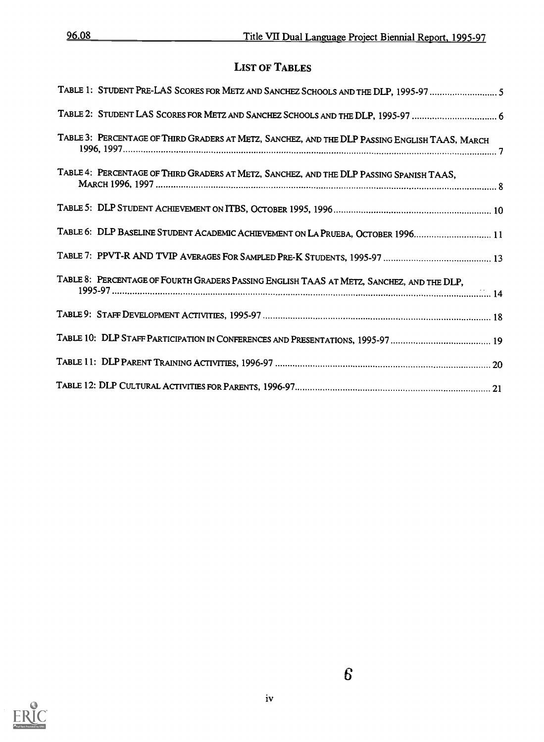## List of Tables

Table 1: Student Pre-LAS Scores for Metz and Sanchez Schools and the DLP, 1995-97 ........................... 5

Table 2: Student LAS Scores for Metz and Sanchez Schools and the DLP, 1995-97 ................................. 6

Table 3: Percentage of Third Graders at Metz, Sanchez, and the DLP Passing English TAAS, March 1996, 1997 ........................................................................................................................................ 7

Table 4: Percentage of Third Graders at Metz, Sanchez, and the DLP Passing Spanish TAAS, March 1996, 1997 ........................................................................................................................................ 8

Table 5: DLP Student Achievement on ITBS, October 1995, 1996 ............................................................ 10

Table 6: DLP Baseline Student Academic Achievement on La Prueba, October 1996.............................. 11

Table 7: PPVT-R and TVIP Averages for Sampled Pre-K Students, 1995-97 .......................................... 13

Table 8: Percentage of Fourth Graders Passing English TAAS at Metz, Sanchez, and the DLP, 1995-97 ........................................................................................................................................ 14

Table 9: Staff Development Activities, 1995-97 ........................................................................................ 18

Table 10: DLP Staff Participation in Conferences and Presentations, 1995-97 ....................................... 19

Table 11: DLP Parent Training Activities, 1996-97 ................................................................................... 20

Table 12: DLP Cultural Activities for Parents, 1996-97............................................................................ 21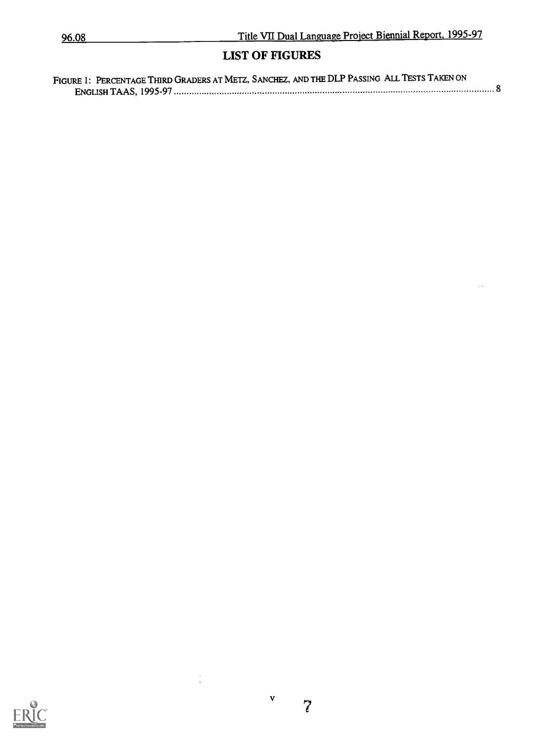## LIST OF FIGURES

FIGURE 1: PERCENTAGE THIRD GRADERS AT METZ, SANCHEZ, AND THE DLP PASSING ALL TESTS TAKEN ON ENGLISH TAAS, 1995-97 ........................................ 8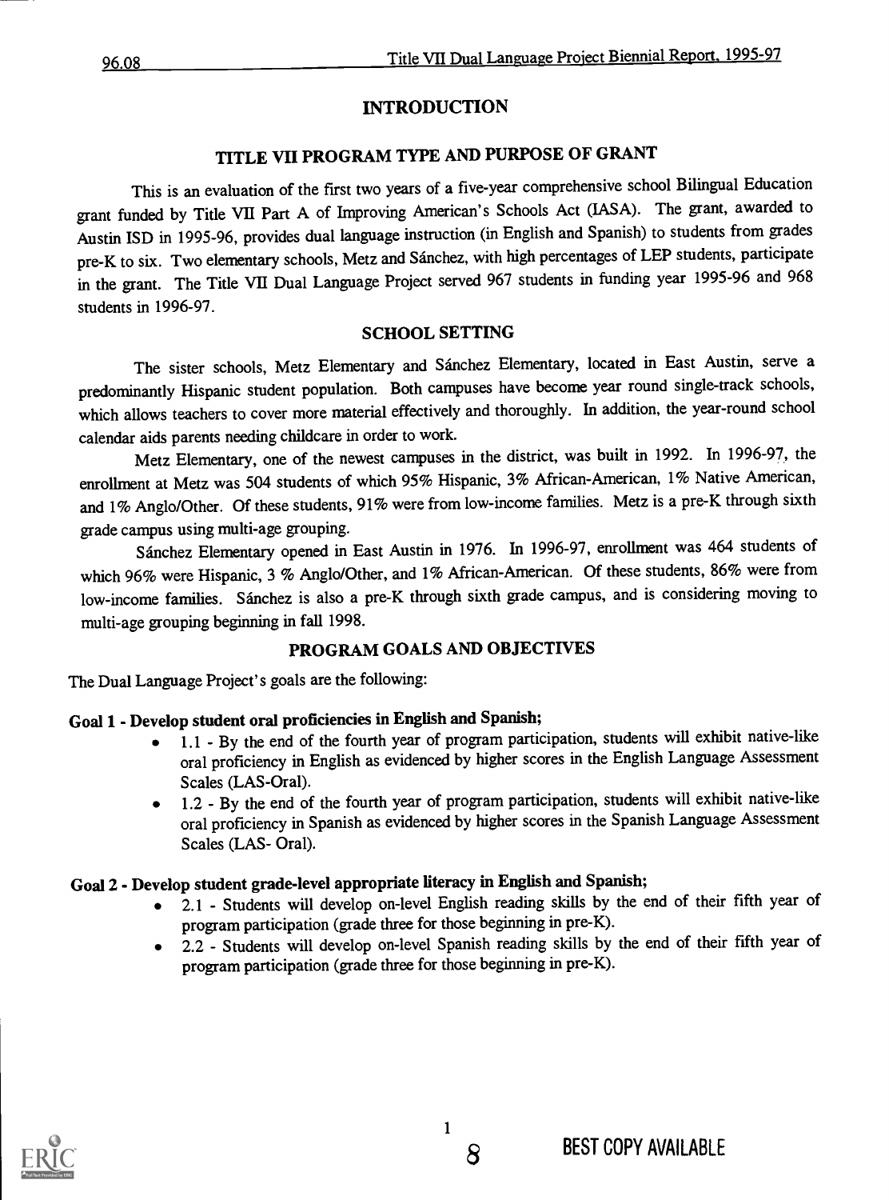# INTRODUCTION

## TITLE VII PROGRAM TYPE AND PURPOSE OF GRANT

This is an evaluation of the first two years of a five-year comprehensive school Bilingual Education grant funded by Title VII Part A of Improving American's Schools Act (IASA). The grant, awarded to Austin ISD in 1995-96, provides dual language instruction (in English and Spanish) to students from grades pre-K to six. Two elementary schools, Metz and Sánchez, with high percentages of LEP students, participate in the grant. The Title VII Dual Language Project served 967 students in funding year 1995-96 and 968 students in 1996-97.

## SCHOOL SETTING

The sister schools, Metz Elementary and Sánchez Elementary, located in East Austin, serve a predominantly Hispanic student population. Both campuses have become year round single-track schools, which allows teachers to cover more material effectively and thoroughly. In addition, the year-round school calendar aids parents needing childcare in order to work.

Metz Elementary, one of the newest campuses in the district, was built in 1992. In 1996-97, the enrollment at Metz was 504 students of which 95% Hispanic, 3% African-American, 1% Native American, and 1% Anglo/Other. Of these students, 91% were from low-income families. Metz is a pre-K through sixth grade campus using multi-age grouping.

Sánchez Elementary opened in East Austin in 1976. In 1996-97, enrollment was 464 students of which 96% were Hispanic, 3 % Anglo/Other, and 1% African-American. Of these students, 86% were from low-income families. Sánchez is also a pre-K through sixth grade campus, and is considering moving to multi-age grouping beginning in fall 1998.

## PROGRAM GOALS AND OBJECTIVES

The Dual Language Project's goals are the following:

**Goal 1 - Develop student oral proficiencies in English and Spanish;**

- 1.1 - By the end of the fourth year of program participation, students will exhibit native-like oral proficiency in English as evidenced by higher scores in the English Language Assessment Scales (LAS-Oral).
- 1.2 - By the end of the fourth year of program participation, students will exhibit native-like oral proficiency in Spanish as evidenced by higher scores in the Spanish Language Assessment Scales (LAS- Oral).

**Goal 2 - Develop student grade-level appropriate literacy in English and Spanish;**

- 2.1 - Students will develop on-level English reading skills by the end of their fifth year of program participation (grade three for those beginning in pre-K).
- 2.2 - Students will develop on-level Spanish reading skills by the end of their fifth year of program participation (grade three for those beginning in pre-K).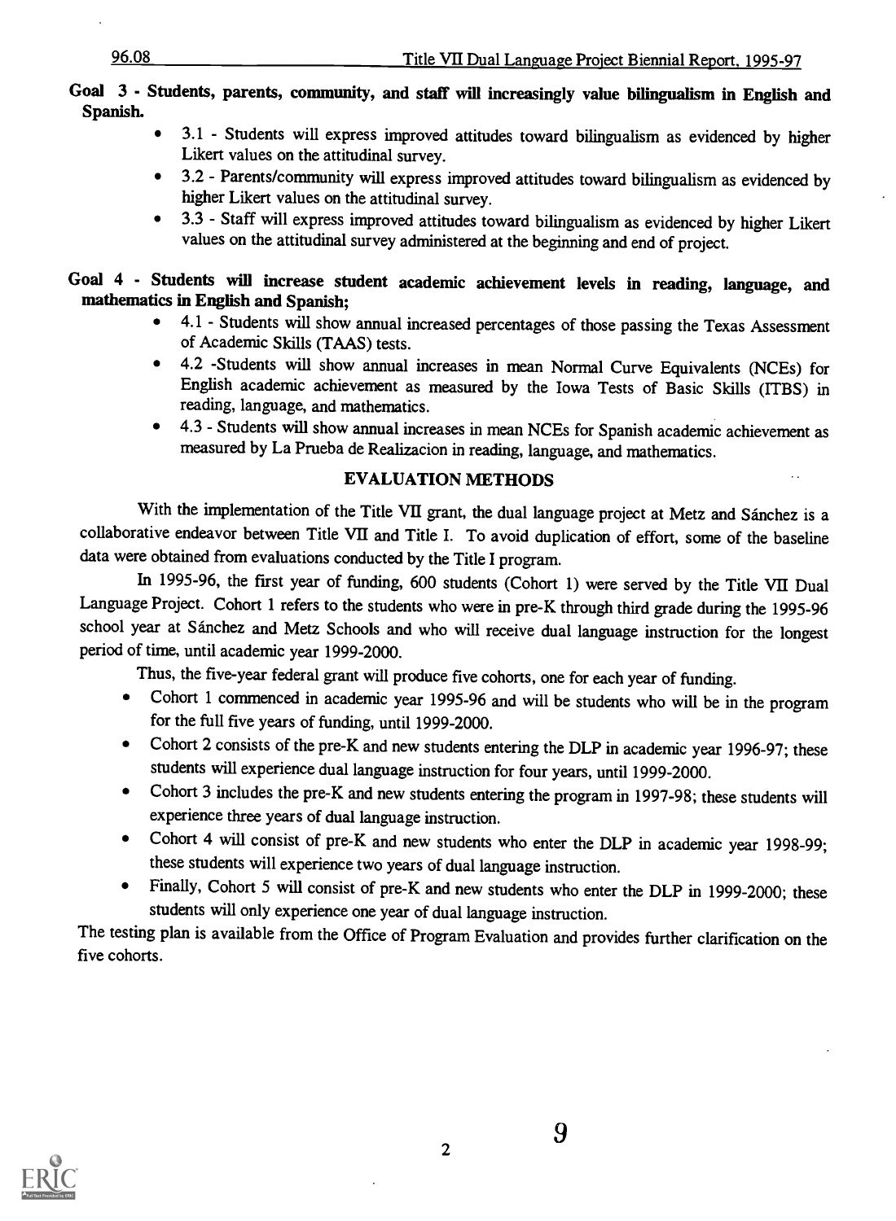**Goal 3 - Students, parents, community, and staff will increasingly value bilingualism in English and Spanish.**

- 3.1 - Students will express improved attitudes toward bilingualism as evidenced by higher Likert values on the attitudinal survey.
- 3.2 - Parents/community will express improved attitudes toward bilingualism as evidenced by higher Likert values on the attitudinal survey.
- 3.3 - Staff will express improved attitudes toward bilingualism as evidenced by higher Likert values on the attitudinal survey administered at the beginning and end of project.

**Goal 4 - Students will increase student academic achievement levels in reading, language, and mathematics in English and Spanish;**

- 4.1 - Students will show annual increased percentages of those passing the Texas Assessment of Academic Skills (TAAS) tests.
- 4.2 -Students will show annual increases in mean Normal Curve Equivalents (NCEs) for English academic achievement as measured by the Iowa Tests of Basic Skills (ITBS) in reading, language, and mathematics.
- 4.3 - Students will show annual increases in mean NCEs for Spanish academic achievement as measured by La Prueba de Realizacion in reading, language, and mathematics.

## EVALUATION METHODS

With the implementation of the Title VII grant, the dual language project at Metz and Sánchez is a collaborative endeavor between Title VII and Title I. To avoid duplication of effort, some of the baseline data were obtained from evaluations conducted by the Title I program.

In 1995-96, the first year of funding, 600 students (Cohort 1) were served by the Title VII Dual Language Project. Cohort 1 refers to the students who were in pre-K through third grade during the 1995-96 school year at Sánchez and Metz Schools and who will receive dual language instruction for the longest period of time, until academic year 1999-2000.

Thus, the five-year federal grant will produce five cohorts, one for each year of funding.

- Cohort 1 commenced in academic year 1995-96 and will be students who will be in the program for the full five years of funding, until 1999-2000.
- Cohort 2 consists of the pre-K and new students entering the DLP in academic year 1996-97; these students will experience dual language instruction for four years, until 1999-2000.
- Cohort 3 includes the pre-K and new students entering the program in 1997-98; these students will experience three years of dual language instruction.
- Cohort 4 will consist of pre-K and new students who enter the DLP in academic year 1998-99; these students will experience two years of dual language instruction.
- Finally, Cohort 5 will consist of pre-K and new students who enter the DLP in 1999-2000; these students will only experience one year of dual language instruction.

The testing plan is available from the Office of Program Evaluation and provides further clarification on the five cohorts.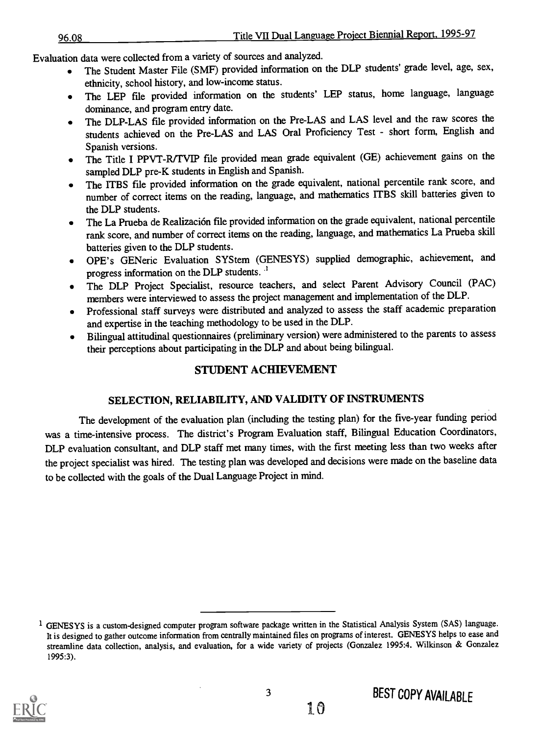Evaluation data were collected from a variety of sources and analyzed.

- The Student Master File (SMF) provided information on the DLP students' grade level, age, sex, ethnicity, school history, and low-income status.
- The LEP file provided information on the students' LEP status, home language, language dominance, and program entry date.
- The DLP-LAS file provided information on the Pre-LAS and LAS level and the raw scores the students achieved on the Pre-LAS and LAS Oral Proficiency Test - short form, English and Spanish versions.
- The Title I PPVT-R/TVIP file provided mean grade equivalent (GE) achievement gains on the sampled DLP pre-K students in English and Spanish.
- The ITBS file provided information on the grade equivalent, national percentile rank score, and number of correct items on the reading, language, and mathematics ITBS skill batteries given to the DLP students.
- The La Prueba de Realización file provided information on the grade equivalent, national percentile rank score, and number of correct items on the reading, language, and mathematics La Prueba skill batteries given to the DLP students.
- OPE's GENeric Evaluation SYStem (GENESYS) supplied demographic, achievement, and progress information on the DLP students. [1]
- The DLP Project Specialist, resource teachers, and select Parent Advisory Council (PAC) members were interviewed to assess the project management and implementation of the DLP.
- Professional staff surveys were distributed and analyzed to assess the staff academic preparation and expertise in the teaching methodology to be used in the DLP.
- Bilingual attitudinal questionnaires (preliminary version) were administered to the parents to assess their perceptions about participating in the DLP and about being bilingual.

## STUDENT ACHIEVEMENT

### SELECTION, RELIABILITY, AND VALIDITY OF INSTRUMENTS

The development of the evaluation plan (including the testing plan) for the five-year funding period was a time-intensive process. The district's Program Evaluation staff, Bilingual Education Coordinators, DLP evaluation consultant, and DLP staff met many times, with the first meeting less than two weeks after the project specialist was hired. The testing plan was developed and decisions were made on the baseline data to be collected with the goals of the Dual Language Project in mind.

---

[1] GENESYS is a custom-designed computer program software package written in the Statistical Analysis System (SAS) language. It is designed to gather outcome information from centrally maintained files on programs of interest. GENESYS helps to ease and streamline data collection, analysis, and evaluation, for a wide variety of projects (Gonzalez 1995:4. Wilkinson & Gonzalez 1995:3).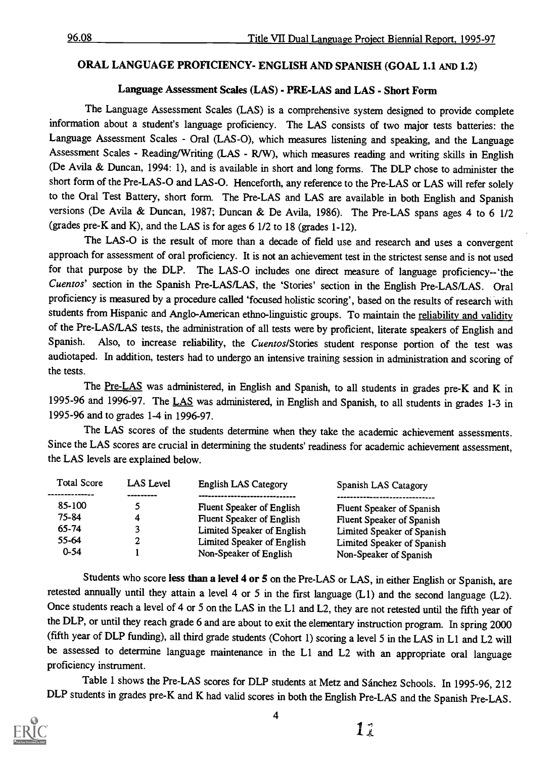## ORAL LANGUAGE PROFICIENCY- ENGLISH AND SPANISH (GOAL 1.1 AND 1.2)

### Language Assessment Scales (LAS) - PRE-LAS and LAS - Short Form

The Language Assessment Scales (LAS) is a comprehensive system designed to provide complete information about a student's language proficiency. The LAS consists of two major tests batteries: the Language Assessment Scales - Oral (LAS-O), which measures listening and speaking, and the Language Assessment Scales - Reading/Writing (LAS - R/W), which measures reading and writing skills in English (De Avila & Duncan, 1994: 1), and is available in short and long forms. The DLP chose to administer the short form of the Pre-LAS-O and LAS-O. Henceforth, any reference to the Pre-LAS or LAS will refer solely to the Oral Test Battery, short form. The Pre-LAS and LAS are available in both English and Spanish versions (De Avila & Duncan, 1987; Duncan & De Avila, 1986). The Pre-LAS spans ages 4 to 6 1/2 (grades pre-K and K), and the LAS is for ages 6 1/2 to 18 (grades 1-12).

The LAS-O is the result of more than a decade of field use and research and uses a convergent approach for assessment of oral proficiency. It is not an achievement test in the strictest sense and is not used for that purpose by the DLP. The LAS-O includes one direct measure of language proficiency--'the *Cuentos*' section in the Spanish Pre-LAS/LAS, the 'Stories' section in the English Pre-LAS/LAS. Oral proficiency is measured by a procedure called 'focused holistic scoring', based on the results of research with students from Hispanic and Anglo-American ethno-linguistic groups. To maintain the reliability and validity of the Pre-LAS/LAS tests, the administration of all tests were by proficient, literate speakers of English and Spanish. Also, to increase reliability, the *Cuentos*/Stories student response portion of the test was audiotaped. In addition, testers had to undergo an intensive training session in administration and scoring of the tests.

The Pre-LAS was administered, in English and Spanish, to all students in grades pre-K and K in 1995-96 and 1996-97. The LAS was administered, in English and Spanish, to all students in grades 1-3 in 1995-96 and to grades 1-4 in 1996-97.

The LAS scores of the students determine when they take the academic achievement assessments. Since the LAS scores are crucial in determining the students' readiness for academic achievement assessment, the LAS levels are explained below.

| Total Score | LAS Level | English LAS Category | Spanish LAS Catagory |
|---|---|---|---|
| 85-100 | 5 | Fluent Speaker of English | Fluent Speaker of Spanish |
| 75-84 | 4 | Fluent Speaker of English | Fluent Speaker of Spanish |
| 65-74 | 3 | Limited Speaker of English | Limited Speaker of Spanish |
| 55-64 | 2 | Limited Speaker of English | Limited Speaker of Spanish |
| 0-54 | 1 | Non-Speaker of English | Non-Speaker of Spanish |

Students who score **less than a level 4 or 5** on the Pre-LAS or LAS, in either English or Spanish, are retested annually until they attain a level 4 or 5 in the first language (L1) and the second language (L2). Once students reach a level of 4 or 5 on the LAS in the L1 and L2, they are not retested until the fifth year of the DLP, or until they reach grade 6 and are about to exit the elementary instruction program. In spring 2000 (fifth year of DLP funding), all third grade students (Cohort 1) scoring a level 5 in the LAS in L1 and L2 will be assessed to determine language maintenance in the L1 and L2 with an appropriate oral language proficiency instrument.

Table 1 shows the Pre-LAS scores for DLP students at Metz and Sánchez Schools. In 1995-96, 212 DLP students in grades pre-K and K had valid scores in both the English Pre-LAS and the Spanish Pre-LAS.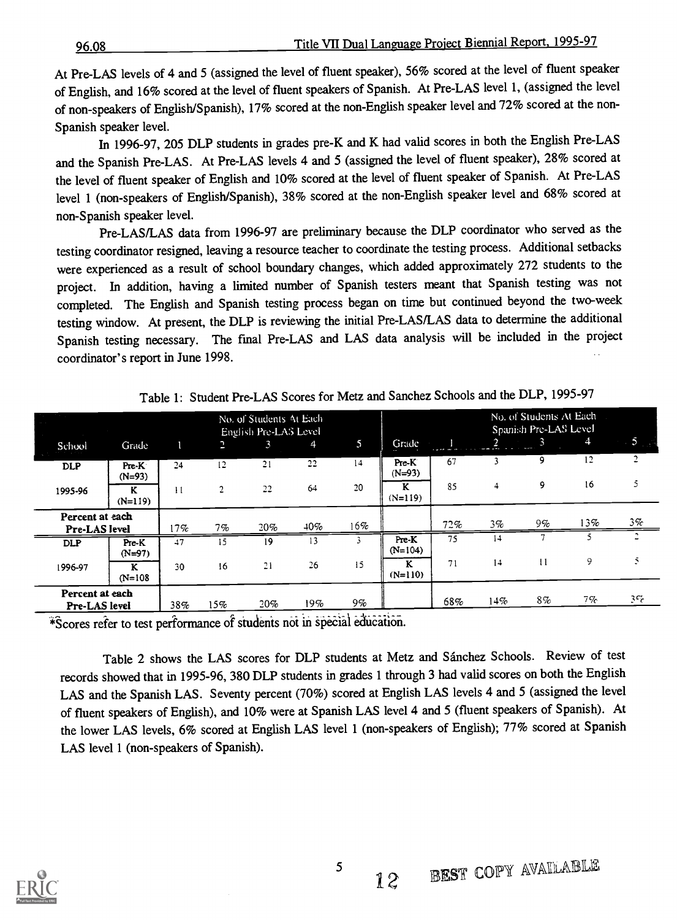At Pre-LAS levels of 4 and 5 (assigned the level of fluent speaker), 56% scored at the level of fluent speaker of English, and 16% scored at the level of fluent speakers of Spanish. At Pre-LAS level 1, (assigned the level of non-speakers of English/Spanish), 17% scored at the non-English speaker level and 72% scored at the non-Spanish speaker level.

In 1996-97, 205 DLP students in grades pre-K and K had valid scores in both the English Pre-LAS and the Spanish Pre-LAS. At Pre-LAS levels 4 and 5 (assigned the level of fluent speaker), 28% scored at the level of fluent speaker of English and 10% scored at the level of fluent speaker of Spanish. At Pre-LAS level 1 (non-speakers of English/Spanish), 38% scored at the non-English speaker level and 68% scored at non-Spanish speaker level.

Pre-LAS/LAS data from 1996-97 are preliminary because the DLP coordinator who served as the testing coordinator resigned, leaving a resource teacher to coordinate the testing process. Additional setbacks were experienced as a result of school boundary changes, which added approximately 272 students to the project. In addition, having a limited number of Spanish testers meant that Spanish testing was not completed. The English and Spanish testing process began on time but continued beyond the two-week testing window. At present, the DLP is reviewing the initial Pre-LAS/LAS data to determine the additional Spanish testing necessary. The final Pre-LAS and LAS data analysis will be included in the project coordinator's report in June 1998.

Table 1: Student Pre-LAS Scores for Metz and Sanchez Schools and the DLP, 1995-97

| School | Grade | No. of Students At Each English Pre-LAS Level | | | | | Grade | No. of Students At Each Spanish Pre-LAS Level | | | | |
|---|---|---|---|---|---|---|---|---|---|---|---|---|
| | | 1 | 2 | 3 | 4 | 5 | | 1 | 2 | 3 | 4 | 5 |
| DLP | Pre-K (N=93) | 24 | 12 | 21 | 22 | 14 | Pre-K (N=93) | 67 | 3 | 9 | 12 | 2 |
| 1995-96 | K (N=119) | 11 | 2 | 22 | 64 | 20 | K (N=119) | 85 | 4 | 9 | 16 | 5 |
| Percent at each Pre-LAS level | | 17% | 7% | 20% | 40% | 16% | | 72% | 3% | 9% | 13% | 3% |
| DLP | Pre-K (N=97) | 47 | 15 | 19 | 13 | 3 | Pre-K (N=104) | 75 | 14 | 7 | 5 | 2 |
| 1996-97 | K (N=108 | 30 | 16 | 21 | 26 | 15 | K (N=110) | 71 | 14 | 11 | 9 | 5 |
| Percent at each Pre-LAS level | | 38% | 15% | 20% | 19% | 9% | | 68% | 14% | 8% | 7% | 3% |

*Scores refer to test performance of students not in special education.

Table 2 shows the LAS scores for DLP students at Metz and Sánchez Schools. Review of test records showed that in 1995-96, 380 DLP students in grades 1 through 3 had valid scores on both the English LAS and the Spanish LAS. Seventy percent (70%) scored at English LAS levels 4 and 5 (assigned the level of fluent speakers of English), and 10% were at Spanish LAS level 4 and 5 (fluent speakers of Spanish). At the lower LAS levels, 6% scored at English LAS level 1 (non-speakers of English); 77% scored at Spanish LAS level 1 (non-speakers of Spanish).

BEST COPY AVAILABLE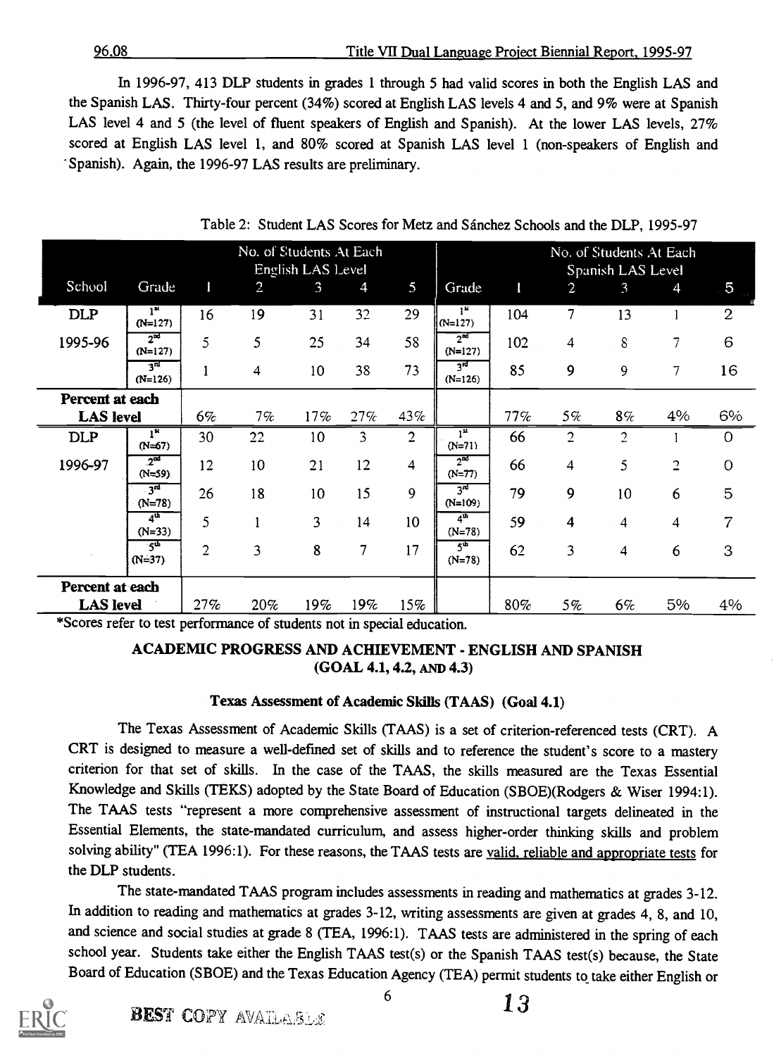In 1996-97, 413 DLP students in grades 1 through 5 had valid scores in both the English LAS and the Spanish LAS. Thirty-four percent (34%) scored at English LAS levels 4 and 5, and 9% were at Spanish LAS level 4 and 5 (the level of fluent speakers of English and Spanish). At the lower LAS levels, 27% scored at English LAS level 1, and 80% scored at Spanish LAS level 1 (non-speakers of English and Spanish). Again, the 1996-97 LAS results are preliminary.

Table 2: Student LAS Scores for Metz and Sánchez Schools and the DLP, 1995-97

| | | No. of Students At Each English LAS Level | | | | | | No. of Students At Each Spanish LAS Level | | | | |
|---|---|---|---|---|---|---|---|---|---|---|---|---|
| School | Grade | 1 | 2 | 3 | 4 | 5 | Grade | 1 | 2 | 3 | 4 | 5 |
| DLP | 1st (N=127) | 16 | 19 | 31 | 32 | 29 | 1st (N=127) | 104 | 7 | 13 | 1 | 2 |
| 1995-96 | 2nd (N=127) | 5 | 5 | 25 | 34 | 58 | 2nd (N=127) | 102 | 4 | 8 | 7 | 6 |
| | 3rd (N=126) | 1 | 4 | 10 | 38 | 73 | 3rd (N=126) | 85 | 9 | 9 | 7 | 16 |
| **Percent at each LAS level** | | 6% | 7% | 17% | 27% | 43% | | 77% | 5% | 8% | 4% | 6% |
| DLP | 1st (N=67) | 30 | 22 | 10 | 3 | 2 | 1st (N=71) | 66 | 2 | 2 | 1 | 0 |
| 1996-97 | 2nd (N=59) | 12 | 10 | 21 | 12 | 4 | 2nd (N=77) | 66 | 4 | 5 | 2 | 0 |
| | 3rd (N=78) | 26 | 18 | 10 | 15 | 9 | 3rd (N=109) | 79 | 9 | 10 | 6 | 5 |
| | 4th (N=33) | 5 | 1 | 3 | 14 | 10 | 4th (N=78) | 59 | 4 | 4 | 4 | 7 |
| | 5th (N=37) | 2 | 3 | 8 | 7 | 17 | 5th (N=78) | 62 | 3 | 4 | 6 | 3 |
| **Percent at each LAS level** | | 27% | 20% | 19% | 19% | 15% | | 80% | 5% | 6% | 5% | 4% |

*Scores refer to test performance of students not in special education.

## ACADEMIC PROGRESS AND ACHIEVEMENT - ENGLISH AND SPANISH (GOAL 4.1, 4.2, AND 4.3)

### Texas Assessment of Academic Skills (TAAS) (Goal 4.1)

The Texas Assessment of Academic Skills (TAAS) is a set of criterion-referenced tests (CRT). A CRT is designed to measure a well-defined set of skills and to reference the student's score to a mastery criterion for that set of skills. In the case of the TAAS, the skills measured are the Texas Essential Knowledge and Skills (TEKS) adopted by the State Board of Education (SBOE)(Rodgers & Wiser 1994:1). The TAAS tests "represent a more comprehensive assessment of instructional targets delineated in the Essential Elements, the state-mandated curriculum, and assess higher-order thinking skills and problem solving ability" (TEA 1996:1). For these reasons, the TAAS tests are valid, reliable and appropriate tests for the DLP students.

The state-mandated TAAS program includes assessments in reading and mathematics at grades 3-12. In addition to reading and mathematics at grades 3-12, writing assessments are given at grades 4, 8, and 10, and science and social studies at grade 8 (TEA, 1996:1). TAAS tests are administered in the spring of each school year. Students take either the English TAAS test(s) or the Spanish TAAS test(s) because, the State Board of Education (SBOE) and the Texas Education Agency (TEA) permit students to take either English or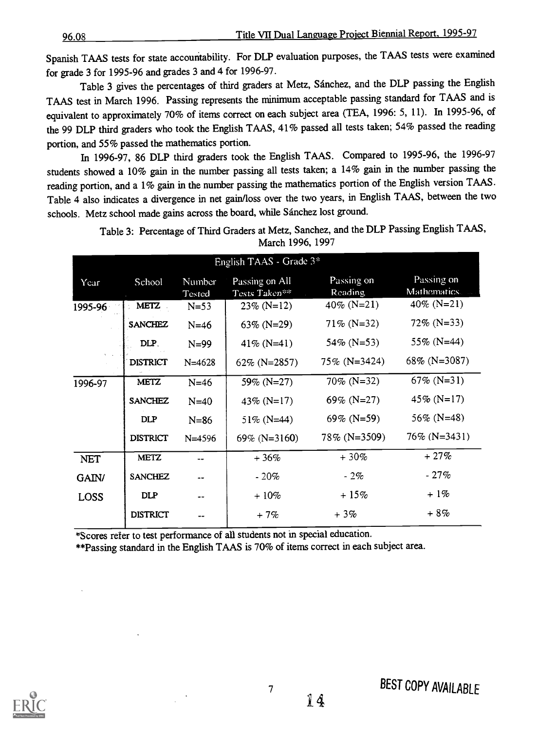Spanish TAAS tests for state accountability. For DLP evaluation purposes, the TAAS tests were examined for grade 3 for 1995-96 and grades 3 and 4 for 1996-97.

Table 3 gives the percentages of third graders at Metz, Sánchez, and the DLP passing the English TAAS test in March 1996. Passing represents the minimum acceptable passing standard for TAAS and is equivalent to approximately 70% of items correct on each subject area (TEA, 1996: 5, 11). In 1995-96, of the 99 DLP third graders who took the English TAAS, 41% passed all tests taken; 54% passed the reading portion, and 55% passed the mathematics portion.

In 1996-97, 86 DLP third graders took the English TAAS. Compared to 1995-96, the 1996-97 students showed a 10% gain in the number passing all tests taken; a 14% gain in the number passing the reading portion, and a 1% gain in the number passing the mathematics portion of the English version TAAS. Table 4 also indicates a divergence in net gain/loss over the two years, in English TAAS, between the two schools. Metz school made gains across the board, while Sánchez lost ground.

Table 3: Percentage of Third Graders at Metz, Sanchez, and the DLP Passing English TAAS, March 1996, 1997

| English TAAS - Grade 3* | | | | | |
|---|---|---|---|---|---|
| Year | School | Number Tested | Passing on All Tests Taken** | Passing on Reading | Passing on Mathematics |
| 1995-96 | METZ | N=53 | 23% (N=12) | 40% (N=21) | 40% (N=21) |
| | SANCHEZ | N=46 | 63% (N=29) | 71% (N=32) | 72% (N=33) |
| | DLP | N=99 | 41% (N=41) | 54% (N=53) | 55% (N=44) |
| | DISTRICT | N=4628 | 62% (N=2857) | 75% (N=3424) | 68% (N=3087) |
| 1996-97 | METZ | N=46 | 59% (N=27) | 70% (N=32) | 67% (N=31) |
| | SANCHEZ | N=40 | 43% (N=17) | 69% (N=27) | 45% (N=17) |
| | DLP | N=86 | 51% (N=44) | 69% (N=59) | 56% (N=48) |
| | DISTRICT | N=4596 | 69% (N=3160) | 78% (N=3509) | 76% (N=3431) |
| NET GAIN/ LOSS | METZ | -- | + 36% | + 30% | + 27% |
| | SANCHEZ | -- | - 20% | - 2% | - 27% |
| | DLP | -- | + 10% | + 15% | + 1% |
| | DISTRICT | -- | + 7% | + 3% | + 8% |

*Scores refer to test performance of all students not in special education.

**Passing standard in the English TAAS is 70% of items correct in each subject area.

BEST COPY AVAILABLE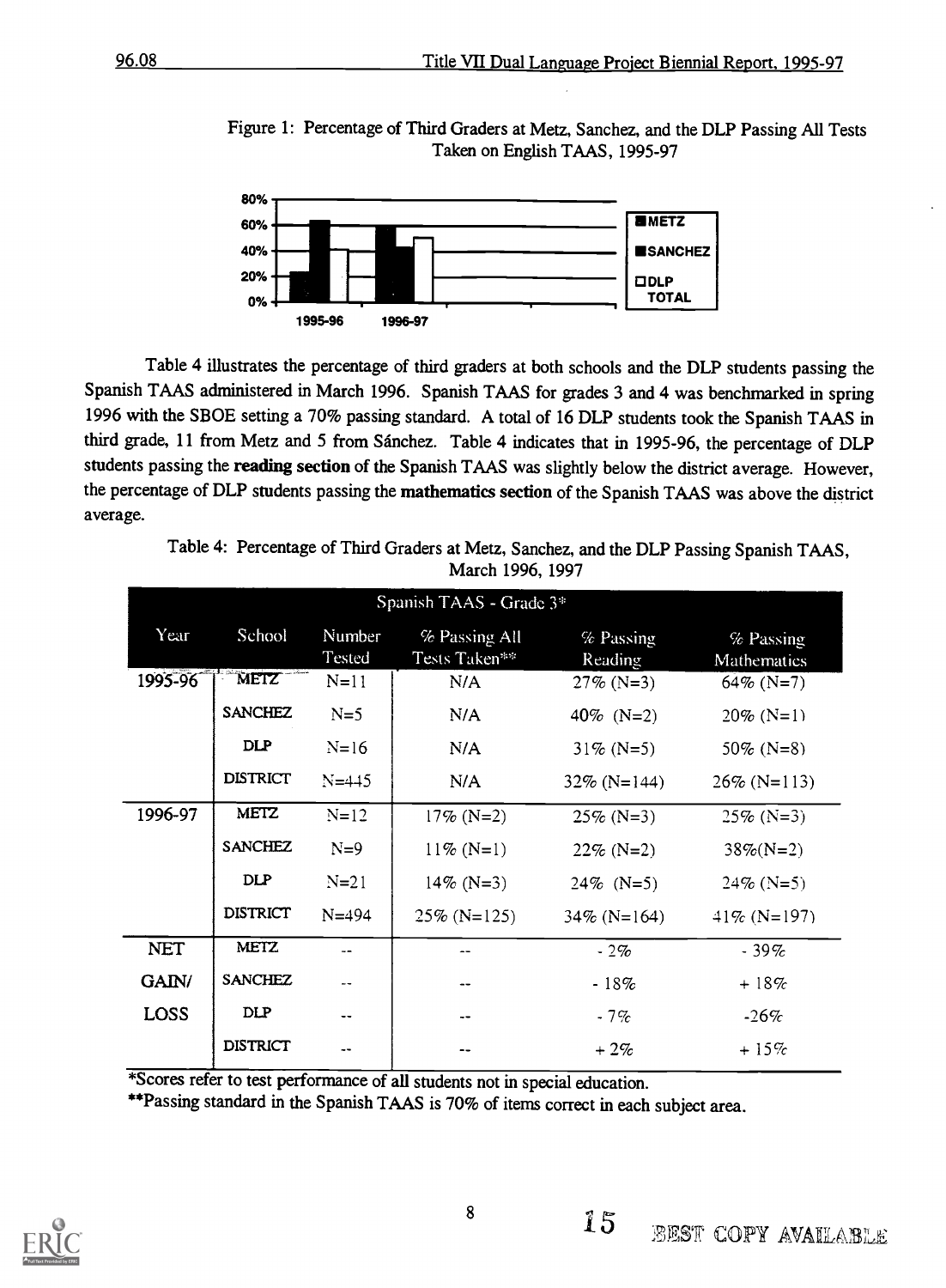Figure 1: Percentage of Third Graders at Metz, Sanchez, and the DLP Passing All Tests Taken on English TAAS, 1995-97

Table 4 illustrates the percentage of third graders at both schools and the DLP students passing the Spanish TAAS administered in March 1996. Spanish TAAS for grades 3 and 4 was benchmarked in spring 1996 with the SBOE setting a 70% passing standard. A total of 16 DLP students took the Spanish TAAS in third grade, 11 from Metz and 5 from Sánchez. Table 4 indicates that in 1995-96, the percentage of DLP students passing the **reading section** of the Spanish TAAS was slightly below the district average. However, the percentage of DLP students passing the **mathematics section** of the Spanish TAAS was above the district average.

Table 4: Percentage of Third Graders at Metz, Sanchez, and the DLP Passing Spanish TAAS, March 1996, 1997

| Spanish TAAS - Grade 3* | | | | | |
|---|---|---|---|---|---|
| Year | School | Number Tested | % Passing All Tests Taken** | % Passing Reading | % Passing Mathematics |
| 1995-96 | METZ | N=11 | N/A | 27% (N=3) | 64% (N=7) |
| | SANCHEZ | N=5 | N/A | 40% (N=2) | 20% (N=1) |
| | DLP | N=16 | N/A | 31% (N=5) | 50% (N=8) |
| | DISTRICT | N=445 | N/A | 32% (N=144) | 26% (N=113) |
| 1996-97 | METZ | N=12 | 17% (N=2) | 25% (N=3) | 25% (N=3) |
| | SANCHEZ | N=9 | 11% (N=1) | 22% (N=2) | 38%(N=2) |
| | DLP | N=21 | 14% (N=3) | 24% (N=5) | 24% (N=5) |
| | DISTRICT | N=494 | 25% (N=125) | 34% (N=164) | 41% (N=197) |
| NET GAIN/ LOSS | METZ | -- | -- | - 2% | - 39% |
| | SANCHEZ | -- | -- | - 18% | + 18% |
| | DLP | -- | -- | - 7% | -26% |
| | DISTRICT | -- | -- | + 2% | + 15% |

*Scores refer to test performance of all students not in special education.

**Passing standard in the Spanish TAAS is 70% of items correct in each subject area.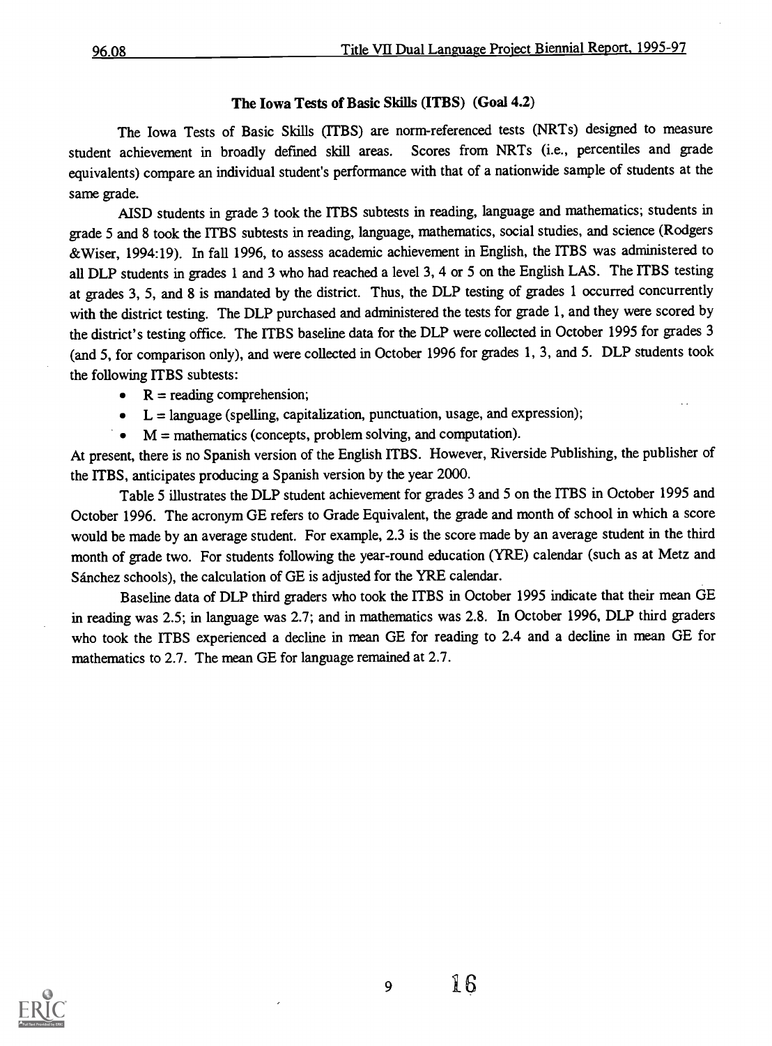### The Iowa Tests of Basic Skills (ITBS) (Goal 4.2)

The Iowa Tests of Basic Skills (ITBS) are norm-referenced tests (NRTs) designed to measure student achievement in broadly defined skill areas. Scores from NRTs (i.e., percentiles and grade equivalents) compare an individual student's performance with that of a nationwide sample of students at the same grade.

AISD students in grade 3 took the ITBS subtests in reading, language and mathematics; students in grade 5 and 8 took the ITBS subtests in reading, language, mathematics, social studies, and science (Rodgers &Wiser, 1994:19). In fall 1996, to assess academic achievement in English, the ITBS was administered to all DLP students in grades 1 and 3 who had reached a level 3, 4 or 5 on the English LAS. The ITBS testing at grades 3, 5, and 8 is mandated by the district. Thus, the DLP testing of grades 1 occurred concurrently with the district testing. The DLP purchased and administered the tests for grade 1, and they were scored by the district's testing office. The ITBS baseline data for the DLP were collected in October 1995 for grades 3 (and 5, for comparison only), and were collected in October 1996 for grades 1, 3, and 5. DLP students took the following ITBS subtests:

- R = reading comprehension;
- L = language (spelling, capitalization, punctuation, usage, and expression);
- M = mathematics (concepts, problem solving, and computation).

At present, there is no Spanish version of the English ITBS. However, Riverside Publishing, the publisher of the ITBS, anticipates producing a Spanish version by the year 2000.

Table 5 illustrates the DLP student achievement for grades 3 and 5 on the ITBS in October 1995 and October 1996. The acronym GE refers to Grade Equivalent, the grade and month of school in which a score would be made by an average student. For example, 2.3 is the score made by an average student in the third month of grade two. For students following the year-round education (YRE) calendar (such as at Metz and Sánchez schools), the calculation of GE is adjusted for the YRE calendar.

Baseline data of DLP third graders who took the ITBS in October 1995 indicate that their mean GE in reading was 2.5; in language was 2.7; and in mathematics was 2.8. In October 1996, DLP third graders who took the ITBS experienced a decline in mean GE for reading to 2.4 and a decline in mean GE for mathematics to 2.7. The mean GE for language remained at 2.7.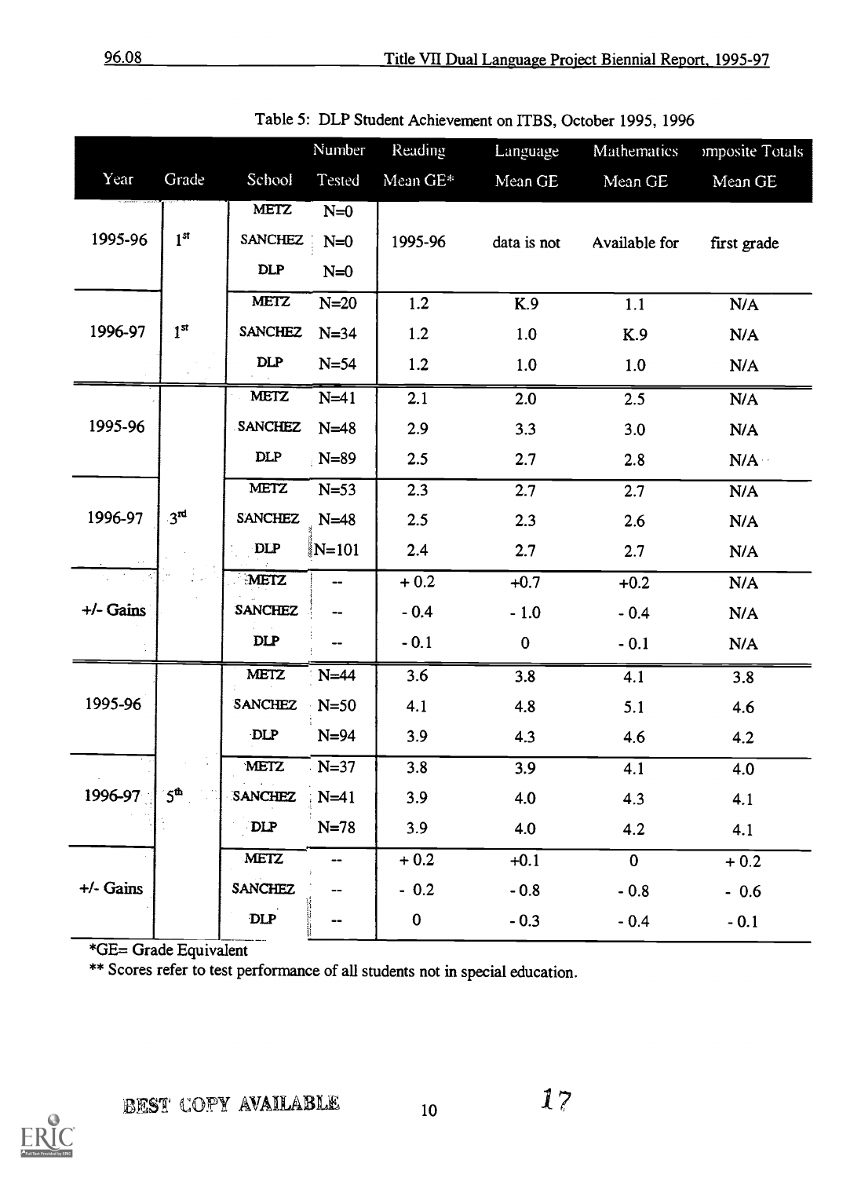Table 5: DLP Student Achievement on ITBS, October 1995, 1996

| Year | Grade | School | Number Tested | Reading Mean GE* | Language Mean GE | Mathematics Mean GE | Composite Totals Mean GE |
|---|---|---|---|---|---|---|---|
| 1995-96 | 1st | METZ | N=0 | 1995-96 | data is not | Available for | first grade |
| | | SANCHEZ | N=0 | | | | |
| | | DLP | N=0 | | | | |
| 1996-97 | 1st | METZ | N=20 | 1.2 | K.9 | 1.1 | N/A |
| | | SANCHEZ | N=34 | 1.2 | 1.0 | K.9 | N/A |
| | | DLP | N=54 | 1.2 | 1.0 | 1.0 | N/A |
| 1995-96 | 3rd | METZ | N=41 | 2.1 | 2.0 | 2.5 | N/A |
| | | SANCHEZ | N=48 | 2.9 | 3.3 | 3.0 | N/A |
| | | DLP | N=89 | 2.5 | 2.7 | 2.8 | N/A |
| 1996-97 | 3rd | METZ | N=53 | 2.3 | 2.7 | 2.7 | N/A |
| | | SANCHEZ | N=48 | 2.5 | 2.3 | 2.6 | N/A |
| | | DLP | N=101 | 2.4 | 2.7 | 2.7 | N/A |
| +/- Gains | 3rd | METZ | -- | + 0.2 | +0.7 | +0.2 | N/A |
| | | SANCHEZ | -- | - 0.4 | - 1.0 | - 0.4 | N/A |
| | | DLP | -- | - 0.1 | 0 | - 0.1 | N/A |
| 1995-96 | 5th | METZ | N=44 | 3.6 | 3.8 | 4.1 | 3.8 |
| | | SANCHEZ | N=50 | 4.1 | 4.8 | 5.1 | 4.6 |
| | | DLP | N=94 | 3.9 | 4.3 | 4.6 | 4.2 |
| 1996-97 | 5th | METZ | N=37 | 3.8 | 3.9 | 4.1 | 4.0 |
| | | SANCHEZ | N=41 | 3.9 | 4.0 | 4.3 | 4.1 |
| | | DLP | N=78 | 3.9 | 4.0 | 4.2 | 4.1 |
| +/- Gains | 5th | METZ | -- | + 0.2 | +0.1 | 0 | + 0.2 |
| | | SANCHEZ | -- | - 0.2 | - 0.8 | - 0.8 | - 0.6 |
| | | DLP | -- | 0 | - 0.3 | - 0.4 | - 0.1 |

*GE= Grade Equivalent

** Scores refer to test performance of all students not in special education.

BEST COPY AVAILABLE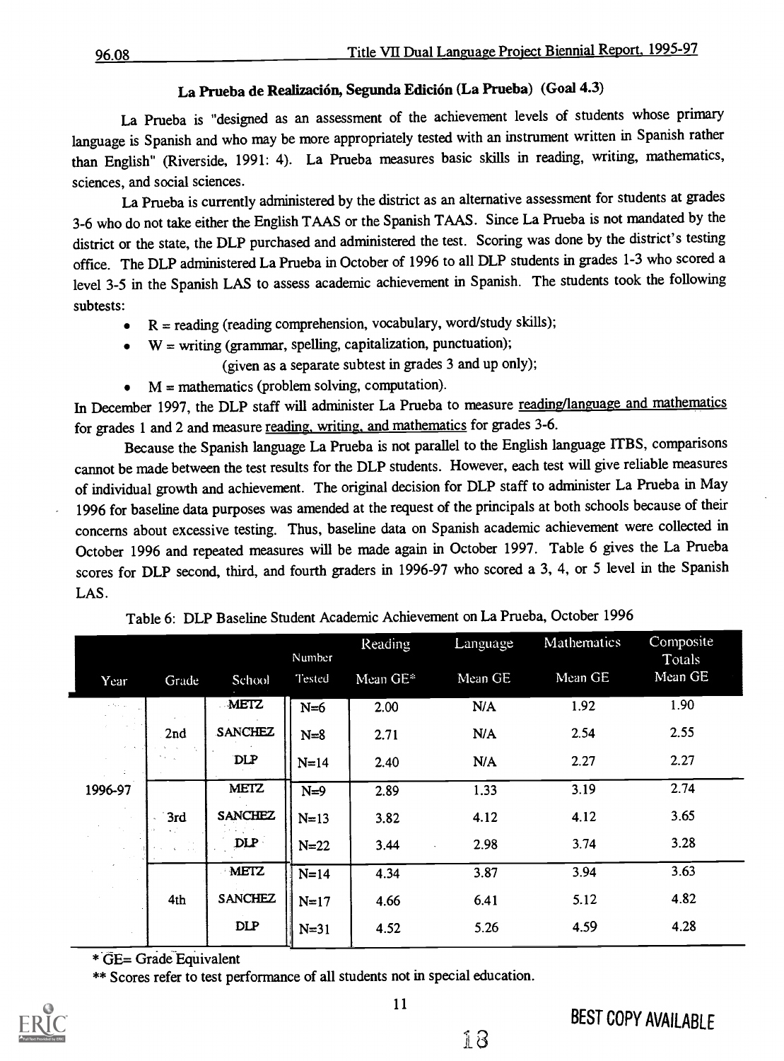### La Prueba de Realización, Segunda Edición (La Prueba) (Goal 4.3)

La Prueba is "designed as an assessment of the achievement levels of students whose primary language is Spanish and who may be more appropriately tested with an instrument written in Spanish rather than English" (Riverside, 1991: 4). La Prueba measures basic skills in reading, writing, mathematics, sciences, and social sciences.

La Prueba is currently administered by the district as an alternative assessment for students at grades 3-6 who do not take either the English TAAS or the Spanish TAAS. Since La Prueba is not mandated by the district or the state, the DLP purchased and administered the test. Scoring was done by the district's testing office. The DLP administered La Prueba in October of 1996 to all DLP students in grades 1-3 who scored a level 3-5 in the Spanish LAS to assess academic achievement in Spanish. The students took the following subtests:

- R = reading (reading comprehension, vocabulary, word/study skills);
- W = writing (grammar, spelling, capitalization, punctuation);
  (given as a separate subtest in grades 3 and up only);
- M = mathematics (problem solving, computation).

In December 1997, the DLP staff will administer La Prueba to measure reading/language and mathematics for grades 1 and 2 and measure reading, writing, and mathematics for grades 3-6.

Because the Spanish language La Prueba is not parallel to the English language ITBS, comparisons cannot be made between the test results for the DLP students. However, each test will give reliable measures of individual growth and achievement. The original decision for DLP staff to administer La Prueba in May 1996 for baseline data purposes was amended at the request of the principals at both schools because of their concerns about excessive testing. Thus, baseline data on Spanish academic achievement were collected in October 1996 and repeated measures will be made again in October 1997. Table 6 gives the La Prueba scores for DLP second, third, and fourth graders in 1996-97 who scored a 3, 4, or 5 level in the Spanish LAS.

Table 6: DLP Baseline Student Academic Achievement on La Prueba, October 1996

| Year | Grade | School | Number Tested | Reading Mean GE* | Language Mean GE | Mathematics Mean GE | Composite Totals Mean GE |
|---|---|---|---|---|---|---|---|
| 1996-97 | 2nd | METZ | N=6 | 2.00 | N/A | 1.92 | 1.90 |
| | | SANCHEZ | N=8 | 2.71 | N/A | 2.54 | 2.55 |
| | | DLP | N=14 | 2.40 | N/A | 2.27 | 2.27 |
| | 3rd | METZ | N=9 | 2.89 | 1.33 | 3.19 | 2.74 |
| | | SANCHEZ | N=13 | 3.82 | 4.12 | 4.12 | 3.65 |
| | | DLP | N=22 | 3.44 | 2.98 | 3.74 | 3.28 |
| | 4th | METZ | N=14 | 4.34 | 3.87 | 3.94 | 3.63 |
| | | SANCHEZ | N=17 | 4.66 | 6.41 | 5.12 | 4.82 |
| | | DLP | N=31 | 4.52 | 5.26 | 4.59 | 4.28 |

* GE= Grade Equivalent

** Scores refer to test performance of all students not in special education.

BEST COPY AVAILABLE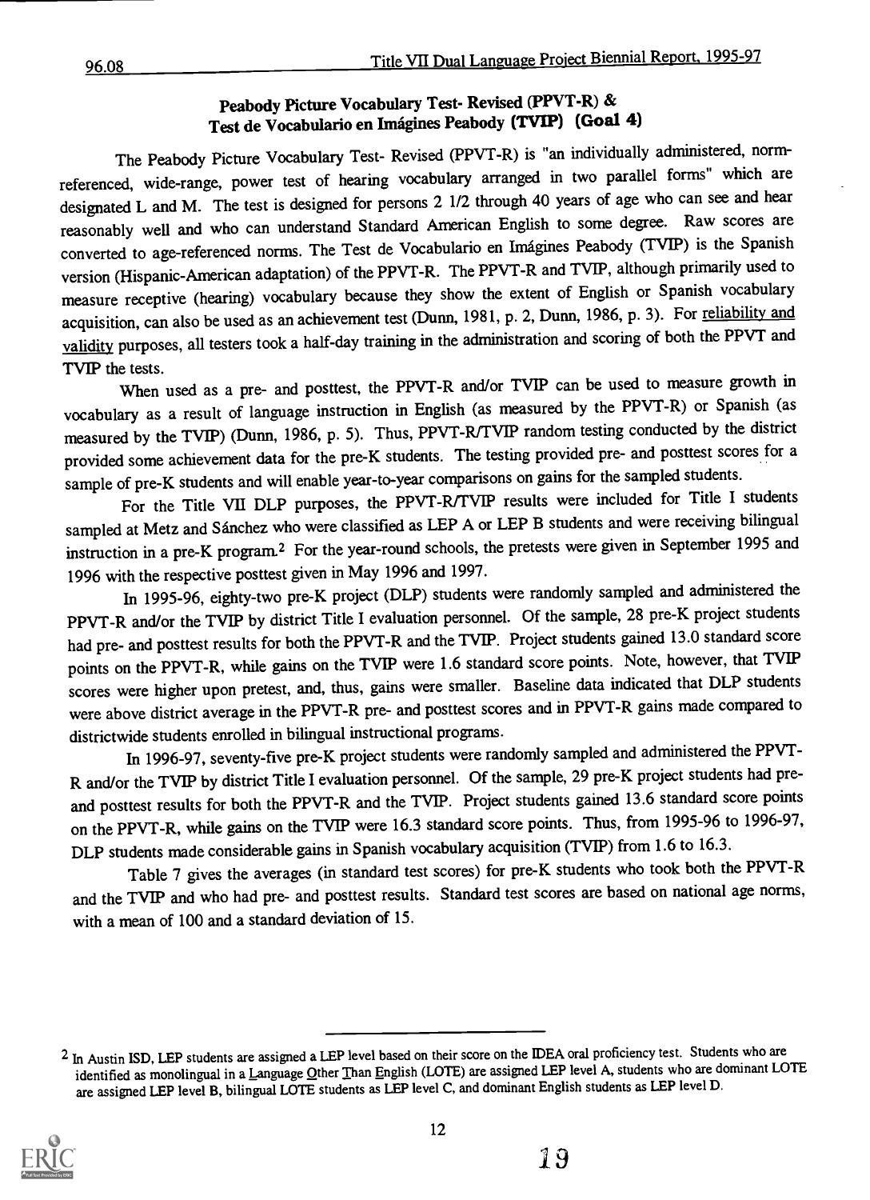## Peabody Picture Vocabulary Test- Revised (PPVT-R) & Test de Vocabulario en Imágines Peabody (TVIP) (Goal 4)

The Peabody Picture Vocabulary Test- Revised (PPVT-R) is "an individually administered, norm-referenced, wide-range, power test of hearing vocabulary arranged in two parallel forms" which are designated L and M. The test is designed for persons 2 1/2 through 40 years of age who can see and hear reasonably well and who can understand Standard American English to some degree. Raw scores are converted to age-referenced norms. The Test de Vocabulario en Imágines Peabody (TVIP) is the Spanish version (Hispanic-American adaptation) of the PPVT-R. The PPVT-R and TVIP, although primarily used to measure receptive (hearing) vocabulary because they show the extent of English or Spanish vocabulary acquisition, can also be used as an achievement test (Dunn, 1981, p. 2, Dunn, 1986, p. 3). For reliability and validity purposes, all testers took a half-day training in the administration and scoring of both the PPVT and TVIP the tests.

When used as a pre- and posttest, the PPVT-R and/or TVIP can be used to measure growth in vocabulary as a result of language instruction in English (as measured by the PPVT-R) or Spanish (as measured by the TVIP) (Dunn, 1986, p. 5). Thus, PPVT-R/TVIP random testing conducted by the district provided some achievement data for the pre-K students. The testing provided pre- and posttest scores for a sample of pre-K students and will enable year-to-year comparisons on gains for the sampled students.

For the Title VII DLP purposes, the PPVT-R/TVIP results were included for Title I students sampled at Metz and Sánchez who were classified as LEP A or LEP B students and were receiving bilingual instruction in a pre-K program.[2] For the year-round schools, the pretests were given in September 1995 and 1996 with the respective posttest given in May 1996 and 1997.

In 1995-96, eighty-two pre-K project (DLP) students were randomly sampled and administered the PPVT-R and/or the TVIP by district Title I evaluation personnel. Of the sample, 28 pre-K project students had pre- and posttest results for both the PPVT-R and the TVIP. Project students gained 13.0 standard score points on the PPVT-R, while gains on the TVIP were 1.6 standard score points. Note, however, that TVIP scores were higher upon pretest, and, thus, gains were smaller. Baseline data indicated that DLP students were above district average in the PPVT-R pre- and posttest scores and in PPVT-R gains made compared to districtwide students enrolled in bilingual instructional programs.

In 1996-97, seventy-five pre-K project students were randomly sampled and administered the PPVT-R and/or the TVIP by district Title I evaluation personnel. Of the sample, 29 pre-K project students had pre- and posttest results for both the PPVT-R and the TVIP. Project students gained 13.6 standard score points on the PPVT-R, while gains on the TVIP were 16.3 standard score points. Thus, from 1995-96 to 1996-97, DLP students made considerable gains in Spanish vocabulary acquisition (TVIP) from 1.6 to 16.3.

Table 7 gives the averages (in standard test scores) for pre-K students who took both the PPVT-R and the TVIP and who had pre- and posttest results. Standard test scores are based on national age norms, with a mean of 100 and a standard deviation of 15.

---

[2] In Austin ISD, LEP students are assigned a LEP level based on their score on the IDEA oral proficiency test. Students who are identified as monolingual in a Language Other Than English (LOTE) are assigned LEP level A, students who are dominant LOTE are assigned LEP level B, bilingual LOTE students as LEP level C, and dominant English students as LEP level D.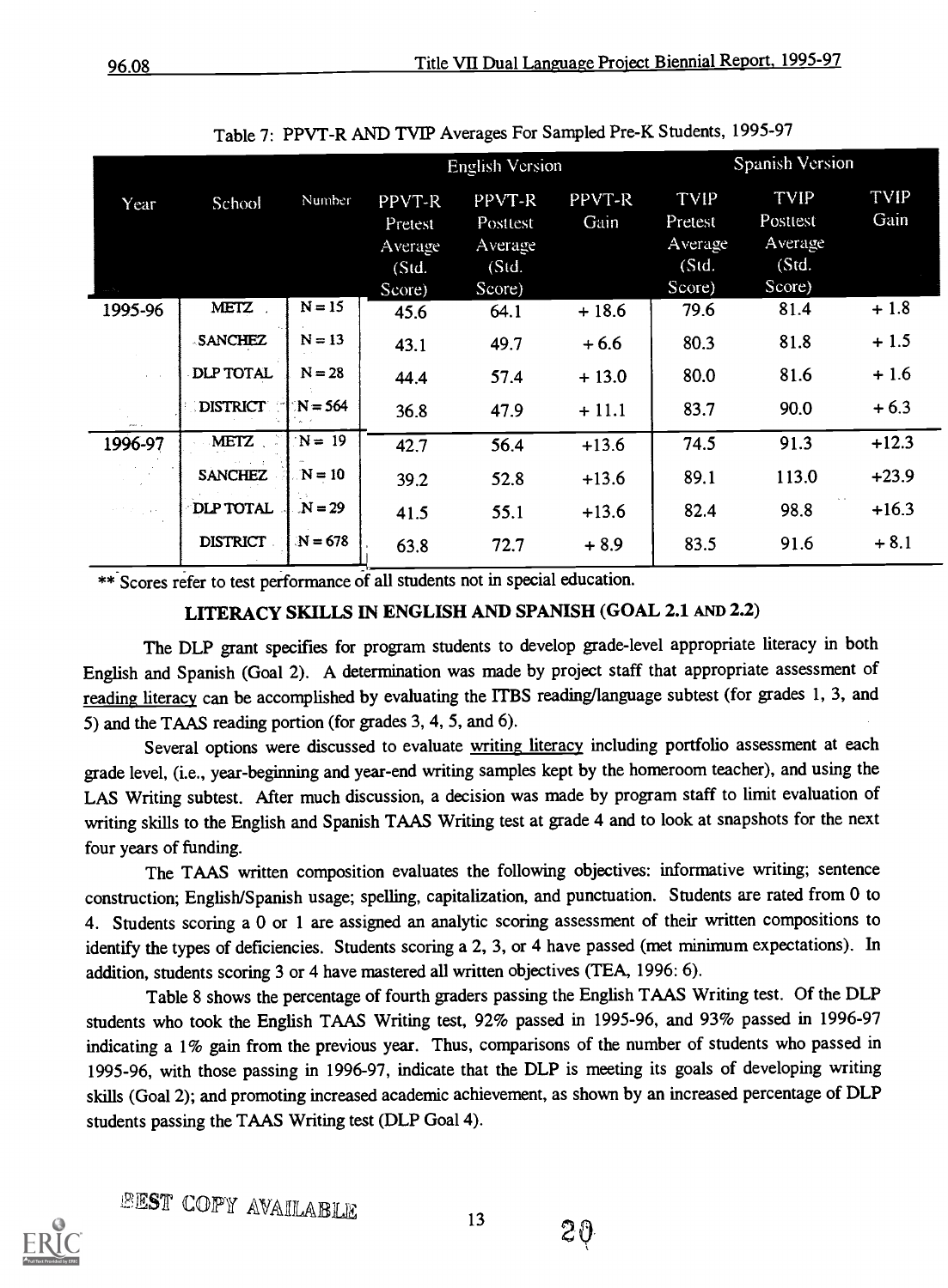Table 7: PPVT-R AND TVIP Averages For Sampled Pre-K Students, 1995-97

| Year | School | Number | English Version | | | Spanish Version | | |
|---|---|---|---|---|---|---|---|---|
| | | | PPVT-R Pretest Average (Std. Score) | PPVT-R Posttest Average (Std. Score) | PPVT-R Gain | TVIP Pretest Average (Std. Score) | TVIP Posttest Average (Std. Score) | TVIP Gain |
| 1995-96 | METZ | N = 15 | 45.6 | 64.1 | + 18.6 | 79.6 | 81.4 | + 1.8 |
| | SANCHEZ | N = 13 | 43.1 | 49.7 | + 6.6 | 80.3 | 81.8 | + 1.5 |
| | DLP TOTAL | N = 28 | 44.4 | 57.4 | + 13.0 | 80.0 | 81.6 | + 1.6 |
| | DISTRICT | N = 564 | 36.8 | 47.9 | + 11.1 | 83.7 | 90.0 | + 6.3 |
| 1996-97 | METZ | N = 19 | 42.7 | 56.4 | +13.6 | 74.5 | 91.3 | +12.3 |
| | SANCHEZ | N = 10 | 39.2 | 52.8 | +13.6 | 89.1 | 113.0 | +23.9 |
| | DLP TOTAL | N = 29 | 41.5 | 55.1 | +13.6 | 82.4 | 98.8 | +16.3 |
| | DISTRICT | N = 678 | 63.8 | 72.7 | + 8.9 | 83.5 | 91.6 | + 8.1 |

** Scores refer to test performance of all students not in special education.

## LITERACY SKILLS IN ENGLISH AND SPANISH (GOAL 2.1 AND 2.2)

The DLP grant specifies for program students to develop grade-level appropriate literacy in both English and Spanish (Goal 2). A determination was made by project staff that appropriate assessment of reading literacy can be accomplished by evaluating the ITBS reading/language subtest (for grades 1, 3, and 5) and the TAAS reading portion (for grades 3, 4, 5, and 6).

Several options were discussed to evaluate writing literacy including portfolio assessment at each grade level, (i.e., year-beginning and year-end writing samples kept by the homeroom teacher), and using the LAS Writing subtest. After much discussion, a decision was made by program staff to limit evaluation of writing skills to the English and Spanish TAAS Writing test at grade 4 and to look at snapshots for the next four years of funding.

The TAAS written composition evaluates the following objectives: informative writing; sentence construction; English/Spanish usage; spelling, capitalization, and punctuation. Students are rated from 0 to 4. Students scoring a 0 or 1 are assigned an analytic scoring assessment of their written compositions to identify the types of deficiencies. Students scoring a 2, 3, or 4 have passed (met minimum expectations). In addition, students scoring 3 or 4 have mastered all written objectives (TEA, 1996: 6).

Table 8 shows the percentage of fourth graders passing the English TAAS Writing test. Of the DLP students who took the English TAAS Writing test, 92% passed in 1995-96, and 93% passed in 1996-97 indicating a 1% gain from the previous year. Thus, comparisons of the number of students who passed in 1995-96, with those passing in 1996-97, indicate that the DLP is meeting its goals of developing writing skills (Goal 2); and promoting increased academic achievement, as shown by an increased percentage of DLP students passing the TAAS Writing test (DLP Goal 4).

BEST COPY AVAILABLE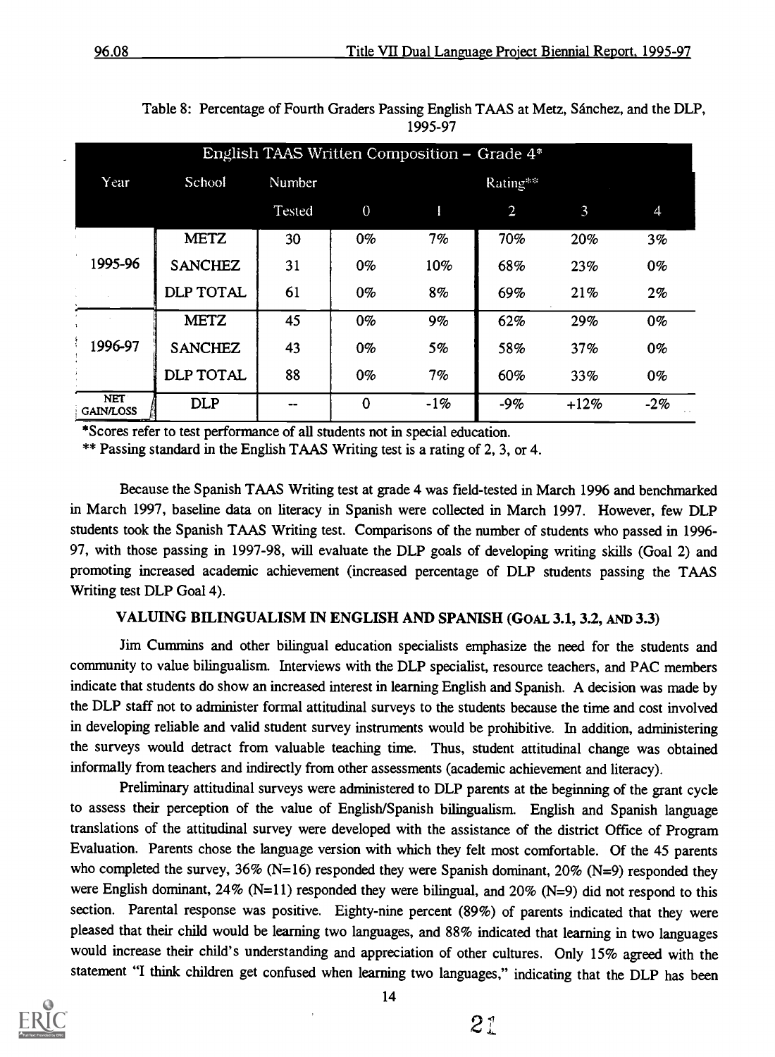Table 8: Percentage of Fourth Graders Passing English TAAS at Metz, Sánchez, and the DLP, 1995-97

| English TAAS Written Composition – Grade 4* | | | | | | | |
|---|---|---|---|---|---|---|---|
| Year | School | Number | Rating** | | | | |
| | | Tested | 0 | 1 | 2 | 3 | 4 |
| 1995-96 | METZ | 30 | 0% | 7% | 70% | 20% | 3% |
| | SANCHEZ | 31 | 0% | 10% | 68% | 23% | 0% |
| | DLP TOTAL | 61 | 0% | 8% | 69% | 21% | 2% |
| 1996-97 | METZ | 45 | 0% | 9% | 62% | 29% | 0% |
| | SANCHEZ | 43 | 0% | 5% | 58% | 37% | 0% |
| | DLP TOTAL | 88 | 0% | 7% | 60% | 33% | 0% |
| NET GAIN/LOSS | DLP | -- | 0 | -1% | -9% | +12% | -2% |

*Scores refer to test performance of all students not in special education.

** Passing standard in the English TAAS Writing test is a rating of 2, 3, or 4.

Because the Spanish TAAS Writing test at grade 4 was field-tested in March 1996 and benchmarked in March 1997, baseline data on literacy in Spanish were collected in March 1997. However, few DLP students took the Spanish TAAS Writing test. Comparisons of the number of students who passed in 1996-97, with those passing in 1997-98, will evaluate the DLP goals of developing writing skills (Goal 2) and promoting increased academic achievement (increased percentage of DLP students passing the TAAS Writing test DLP Goal 4).

### VALUING BILINGUALISM IN ENGLISH AND SPANISH (GOAL 3.1, 3.2, AND 3.3)

Jim Cummins and other bilingual education specialists emphasize the need for the students and community to value bilingualism. Interviews with the DLP specialist, resource teachers, and PAC members indicate that students do show an increased interest in learning English and Spanish. A decision was made by the DLP staff not to administer formal attitudinal surveys to the students because the time and cost involved in developing reliable and valid student survey instruments would be prohibitive. In addition, administering the surveys would detract from valuable teaching time. Thus, student attitudinal change was obtained informally from teachers and indirectly from other assessments (academic achievement and literacy).

Preliminary attitudinal surveys were administered to DLP parents at the beginning of the grant cycle to assess their perception of the value of English/Spanish bilingualism. English and Spanish language translations of the attitudinal survey were developed with the assistance of the district Office of Program Evaluation. Parents chose the language version with which they felt most comfortable. Of the 45 parents who completed the survey, 36% (N=16) responded they were Spanish dominant, 20% (N=9) responded they were English dominant, 24% (N=11) responded they were bilingual, and 20% (N=9) did not respond to this section. Parental response was positive. Eighty-nine percent (89%) of parents indicated that they were pleased that their child would be learning two languages, and 88% indicated that learning in two languages would increase their child's understanding and appreciation of other cultures. Only 15% agreed with the statement "I think children get confused when learning two languages," indicating that the DLP has been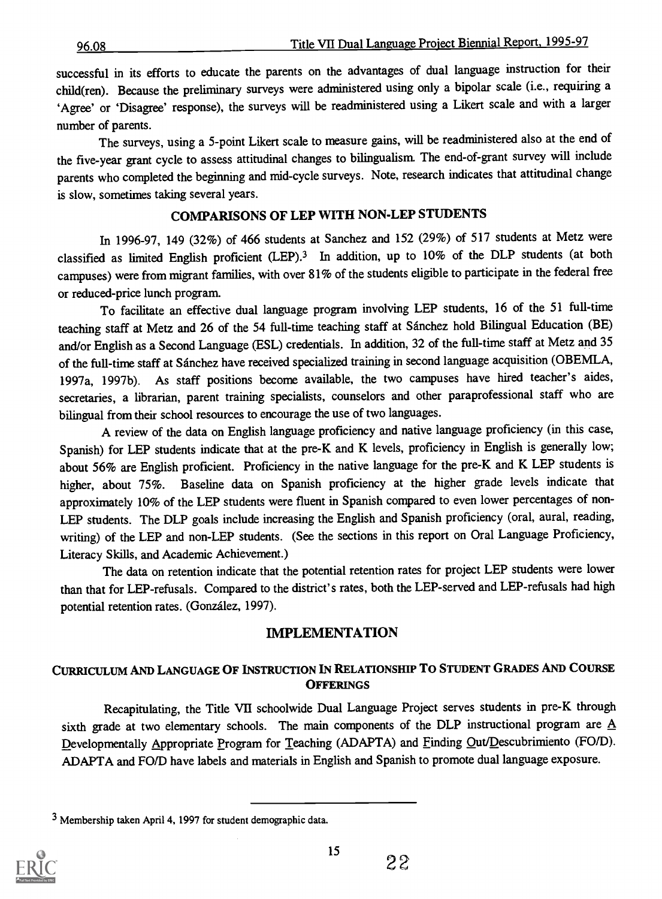successful in its efforts to educate the parents on the advantages of dual language instruction for their child(ren). Because the preliminary surveys were administered using only a bipolar scale (i.e., requiring a 'Agree' or 'Disagree' response), the surveys will be readministered using a Likert scale and with a larger number of parents.

The surveys, using a 5-point Likert scale to measure gains, will be readministered also at the end of the five-year grant cycle to assess attitudinal changes to bilingualism. The end-of-grant survey will include parents who completed the beginning and mid-cycle surveys. Note, research indicates that attitudinal change is slow, sometimes taking several years.

## COMPARISONS OF LEP WITH NON-LEP STUDENTS

In 1996-97, 149 (32%) of 466 students at Sanchez and 152 (29%) of 517 students at Metz were classified as limited English proficient (LEP).[3] In addition, up to 10% of the DLP students (at both campuses) were from migrant families, with over 81% of the students eligible to participate in the federal free or reduced-price lunch program.

To facilitate an effective dual language program involving LEP students, 16 of the 51 full-time teaching staff at Metz and 26 of the 54 full-time teaching staff at Sánchez hold Bilingual Education (BE) and/or English as a Second Language (ESL) credentials. In addition, 32 of the full-time staff at Metz and 35 of the full-time staff at Sánchez have received specialized training in second language acquisition (OBEMLA, 1997a, 1997b). As staff positions become available, the two campuses have hired teacher's aides, secretaries, a librarian, parent training specialists, counselors and other paraprofessional staff who are bilingual from their school resources to encourage the use of two languages.

A review of the data on English language proficiency and native language proficiency (in this case, Spanish) for LEP students indicate that at the pre-K and K levels, proficiency in English is generally low; about 56% are English proficient. Proficiency in the native language for the pre-K and K LEP students is higher, about 75%. Baseline data on Spanish proficiency at the higher grade levels indicate that approximately 10% of the LEP students were fluent in Spanish compared to even lower percentages of non-LEP students. The DLP goals include increasing the English and Spanish proficiency (oral, aural, reading, writing) of the LEP and non-LEP students. (See the sections in this report on Oral Language Proficiency, Literacy Skills, and Academic Achievement.)

The data on retention indicate that the potential retention rates for project LEP students were lower than that for LEP-refusals. Compared to the district's rates, both the LEP-served and LEP-refusals had high potential retention rates. (González, 1997).

# IMPLEMENTATION

## CURRICULUM AND LANGUAGE OF INSTRUCTION IN RELATIONSHIP TO STUDENT GRADES AND COURSE OFFERINGS

Recapitulating, the Title VII schoolwide Dual Language Project serves students in pre-K through sixth grade at two elementary schools. The main components of the DLP instructional program are A Developmentally Appropriate Program for Teaching (ADAPTA) and Finding Out/Descubrimiento (FO/D). ADAPTA and FO/D have labels and materials in English and Spanish to promote dual language exposure.

[3] Membership taken April 4, 1997 for student demographic data.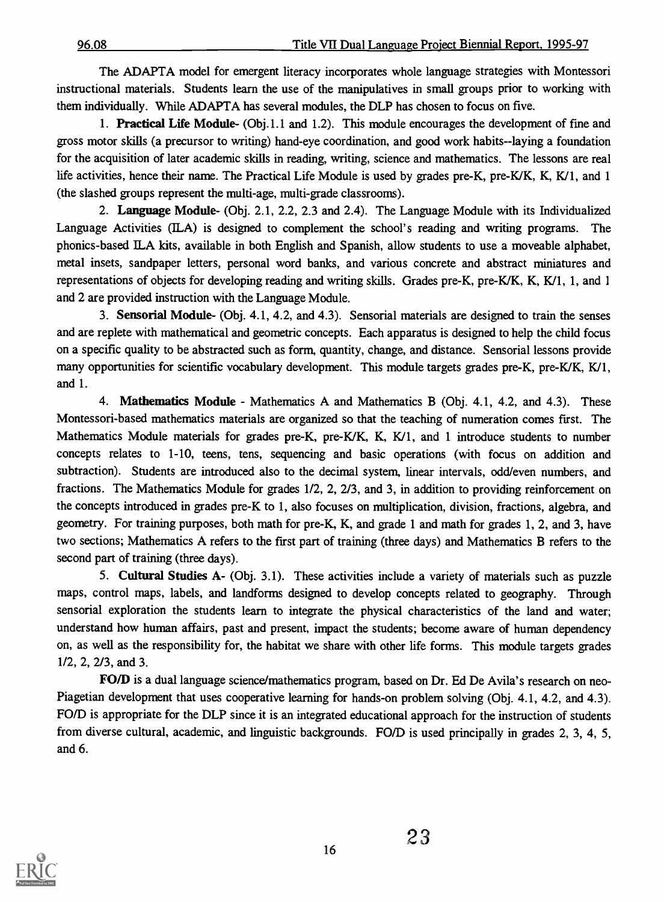The ADAPTA model for emergent literacy incorporates whole language strategies with Montessori instructional materials. Students learn the use of the manipulatives in small groups prior to working with them individually. While ADAPTA has several modules, the DLP has chosen to focus on five.

1. **Practical Life Module**- (Obj.1.1 and 1.2). This module encourages the development of fine and gross motor skills (a precursor to writing) hand-eye coordination, and good work habits--laying a foundation for the acquisition of later academic skills in reading, writing, science and mathematics. The lessons are real life activities, hence their name. The Practical Life Module is used by grades pre-K, pre-K/K, K, K/1, and 1 (the slashed groups represent the multi-age, multi-grade classrooms).

2. **Language Module**- (Obj. 2.1, 2.2, 2.3 and 2.4). The Language Module with its Individualized Language Activities (ILA) is designed to complement the school's reading and writing programs. The phonics-based ILA kits, available in both English and Spanish, allow students to use a moveable alphabet, metal insets, sandpaper letters, personal word banks, and various concrete and abstract miniatures and representations of objects for developing reading and writing skills. Grades pre-K, pre-K/K, K, K/1, 1, and 1 and 2 are provided instruction with the Language Module.

3. **Sensorial Module**- (Obj. 4.1, 4.2, and 4.3). Sensorial materials are designed to train the senses and are replete with mathematical and geometric concepts. Each apparatus is designed to help the child focus on a specific quality to be abstracted such as form, quantity, change, and distance. Sensorial lessons provide many opportunities for scientific vocabulary development. This module targets grades pre-K, pre-K/K, K/1, and 1.

4. **Mathematics Module** - Mathematics A and Mathematics B (Obj. 4.1, 4.2, and 4.3). These Montessori-based mathematics materials are organized so that the teaching of numeration comes first. The Mathematics Module materials for grades pre-K, pre-K/K, K, K/1, and 1 introduce students to number concepts relates to 1-10, teens, tens, sequencing and basic operations (with focus on addition and subtraction). Students are introduced also to the decimal system, linear intervals, odd/even numbers, and fractions. The Mathematics Module for grades 1/2, 2, 2/3, and 3, in addition to providing reinforcement on the concepts introduced in grades pre-K to 1, also focuses on multiplication, division, fractions, algebra, and geometry. For training purposes, both math for pre-K, K, and grade 1 and math for grades 1, 2, and 3, have two sections; Mathematics A refers to the first part of training (three days) and Mathematics B refers to the second part of training (three days).

5. **Cultural Studies A**- (Obj. 3.1). These activities include a variety of materials such as puzzle maps, control maps, labels, and landforms designed to develop concepts related to geography. Through sensorial exploration the students learn to integrate the physical characteristics of the land and water; understand how human affairs, past and present, impact the students; become aware of human dependency on, as well as the responsibility for, the habitat we share with other life forms. This module targets grades 1/2, 2, 2/3, and 3.

**FO/D** is a dual language science/mathematics program, based on Dr. Ed De Avila's research on neo-Piagetian development that uses cooperative learning for hands-on problem solving (Obj. 4.1, 4.2, and 4.3). FO/D is appropriate for the DLP since it is an integrated educational approach for the instruction of students from diverse cultural, academic, and linguistic backgrounds. FO/D is used principally in grades 2, 3, 4, 5, and 6.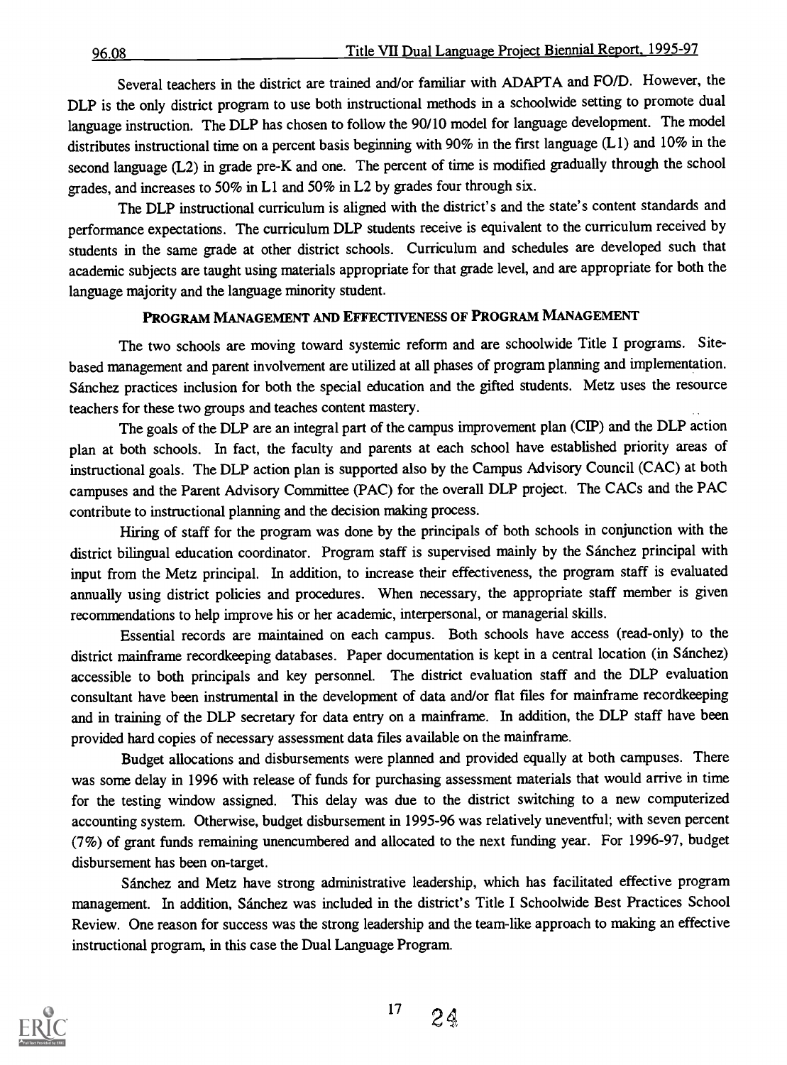Several teachers in the district are trained and/or familiar with ADAPTA and FO/D. However, the DLP is the only district program to use both instructional methods in a schoolwide setting to promote dual language instruction. The DLP has chosen to follow the 90/10 model for language development. The model distributes instructional time on a percent basis beginning with 90% in the first language (L1) and 10% in the second language (L2) in grade pre-K and one. The percent of time is modified gradually through the school grades, and increases to 50% in L1 and 50% in L2 by grades four through six.

The DLP instructional curriculum is aligned with the district's and the state's content standards and performance expectations. The curriculum DLP students receive is equivalent to the curriculum received by students in the same grade at other district schools. Curriculum and schedules are developed such that academic subjects are taught using materials appropriate for that grade level, and are appropriate for both the language majority and the language minority student.

## PROGRAM MANAGEMENT AND EFFECTIVENESS OF PROGRAM MANAGEMENT

The two schools are moving toward systemic reform and are schoolwide Title I programs. Site-based management and parent involvement are utilized at all phases of program planning and implementation. Sánchez practices inclusion for both the special education and the gifted students. Metz uses the resource teachers for these two groups and teaches content mastery.

The goals of the DLP are an integral part of the campus improvement plan (CIP) and the DLP action plan at both schools. In fact, the faculty and parents at each school have established priority areas of instructional goals. The DLP action plan is supported also by the Campus Advisory Council (CAC) at both campuses and the Parent Advisory Committee (PAC) for the overall DLP project. The CACs and the PAC contribute to instructional planning and the decision making process.

Hiring of staff for the program was done by the principals of both schools in conjunction with the district bilingual education coordinator. Program staff is supervised mainly by the Sánchez principal with input from the Metz principal. In addition, to increase their effectiveness, the program staff is evaluated annually using district policies and procedures. When necessary, the appropriate staff member is given recommendations to help improve his or her academic, interpersonal, or managerial skills.

Essential records are maintained on each campus. Both schools have access (read-only) to the district mainframe recordkeeping databases. Paper documentation is kept in a central location (in Sánchez) accessible to both principals and key personnel. The district evaluation staff and the DLP evaluation consultant have been instrumental in the development of data and/or flat files for mainframe recordkeeping and in training of the DLP secretary for data entry on a mainframe. In addition, the DLP staff have been provided hard copies of necessary assessment data files available on the mainframe.

Budget allocations and disbursements were planned and provided equally at both campuses. There was some delay in 1996 with release of funds for purchasing assessment materials that would arrive in time for the testing window assigned. This delay was due to the district switching to a new computerized accounting system. Otherwise, budget disbursement in 1995-96 was relatively uneventful; with seven percent (7%) of grant funds remaining unencumbered and allocated to the next funding year. For 1996-97, budget disbursement has been on-target.

Sánchez and Metz have strong administrative leadership, which has facilitated effective program management. In addition, Sánchez was included in the district's Title I Schoolwide Best Practices School Review. One reason for success was the strong leadership and the team-like approach to making an effective instructional program, in this case the Dual Language Program.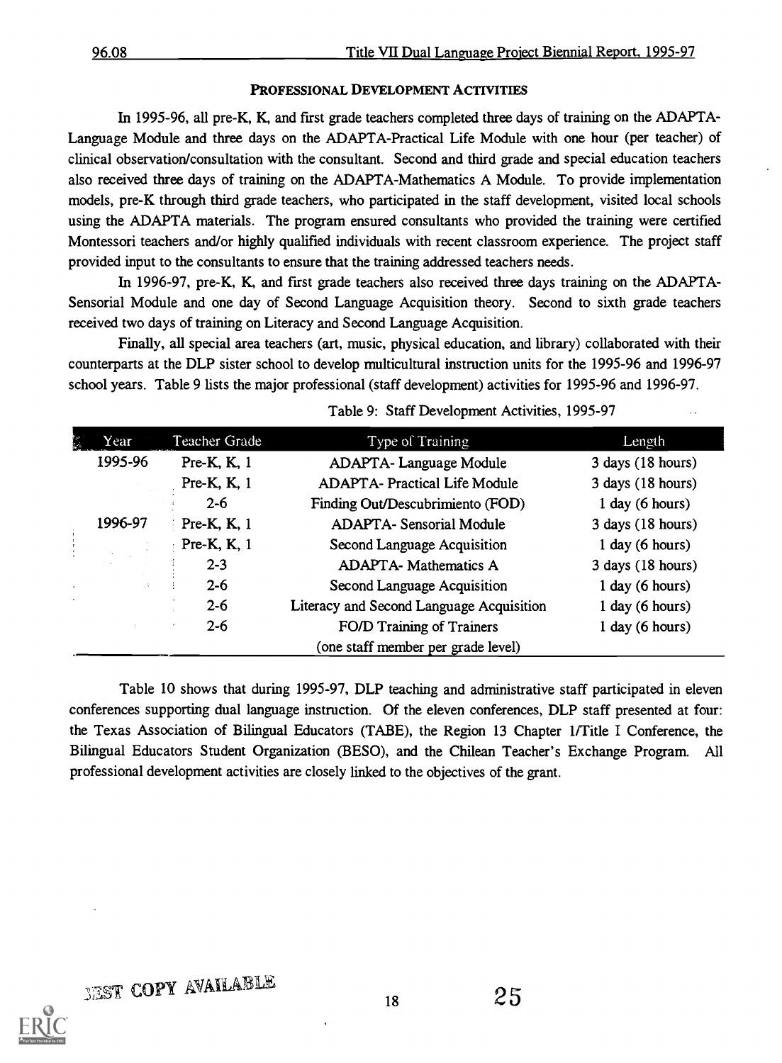## PROFESSIONAL DEVELOPMENT ACTIVITIES

In 1995-96, all pre-K, K, and first grade teachers completed three days of training on the ADAPTA-Language Module and three days on the ADAPTA-Practical Life Module with one hour (per teacher) of clinical observation/consultation with the consultant. Second and third grade and special education teachers also received three days of training on the ADAPTA-Mathematics A Module. To provide implementation models, pre-K through third grade teachers, who participated in the staff development, visited local schools using the ADAPTA materials. The program ensured consultants who provided the training were certified Montessori teachers and/or highly qualified individuals with recent classroom experience. The project staff provided input to the consultants to ensure that the training addressed teachers needs.

In 1996-97, pre-K, K, and first grade teachers also received three days training on the ADAPTA-Sensorial Module and one day of Second Language Acquisition theory. Second to sixth grade teachers received two days of training on Literacy and Second Language Acquisition.

Finally, all special area teachers (art, music, physical education, and library) collaborated with their counterparts at the DLP sister school to develop multicultural instruction units for the 1995-96 and 1996-97 school years. Table 9 lists the major professional (staff development) activities for 1995-96 and 1996-97.

Table 9: Staff Development Activities, 1995-97

| Year | Teacher Grade | Type of Training | Length |
|---|---|---|---|
| 1995-96 | Pre-K, K, 1 | ADAPTA- Language Module | 3 days (18 hours) |
| | Pre-K, K, 1 | ADAPTA- Practical Life Module | 3 days (18 hours) |
| | 2-6 | Finding Out/Descubrimiento (FOD) | 1 day (6 hours) |
| 1996-97 | Pre-K, K, 1 | ADAPTA- Sensorial Module | 3 days (18 hours) |
| | Pre-K, K, 1 | Second Language Acquisition | 1 day (6 hours) |
| | 2-3 | ADAPTA- Mathematics A | 3 days (18 hours) |
| | 2-6 | Second Language Acquisition | 1 day (6 hours) |
| | 2-6 | Literacy and Second Language Acquisition | 1 day (6 hours) |
| | 2-6 | FO/D Training of Trainers (one staff member per grade level) | 1 day (6 hours) |

Table 10 shows that during 1995-97, DLP teaching and administrative staff participated in eleven conferences supporting dual language instruction. Of the eleven conferences, DLP staff presented at four: the Texas Association of Bilingual Educators (TABE), the Region 13 Chapter 1/Title I Conference, the Bilingual Educators Student Organization (BESO), and the Chilean Teacher's Exchange Program. All professional development activities are closely linked to the objectives of the grant.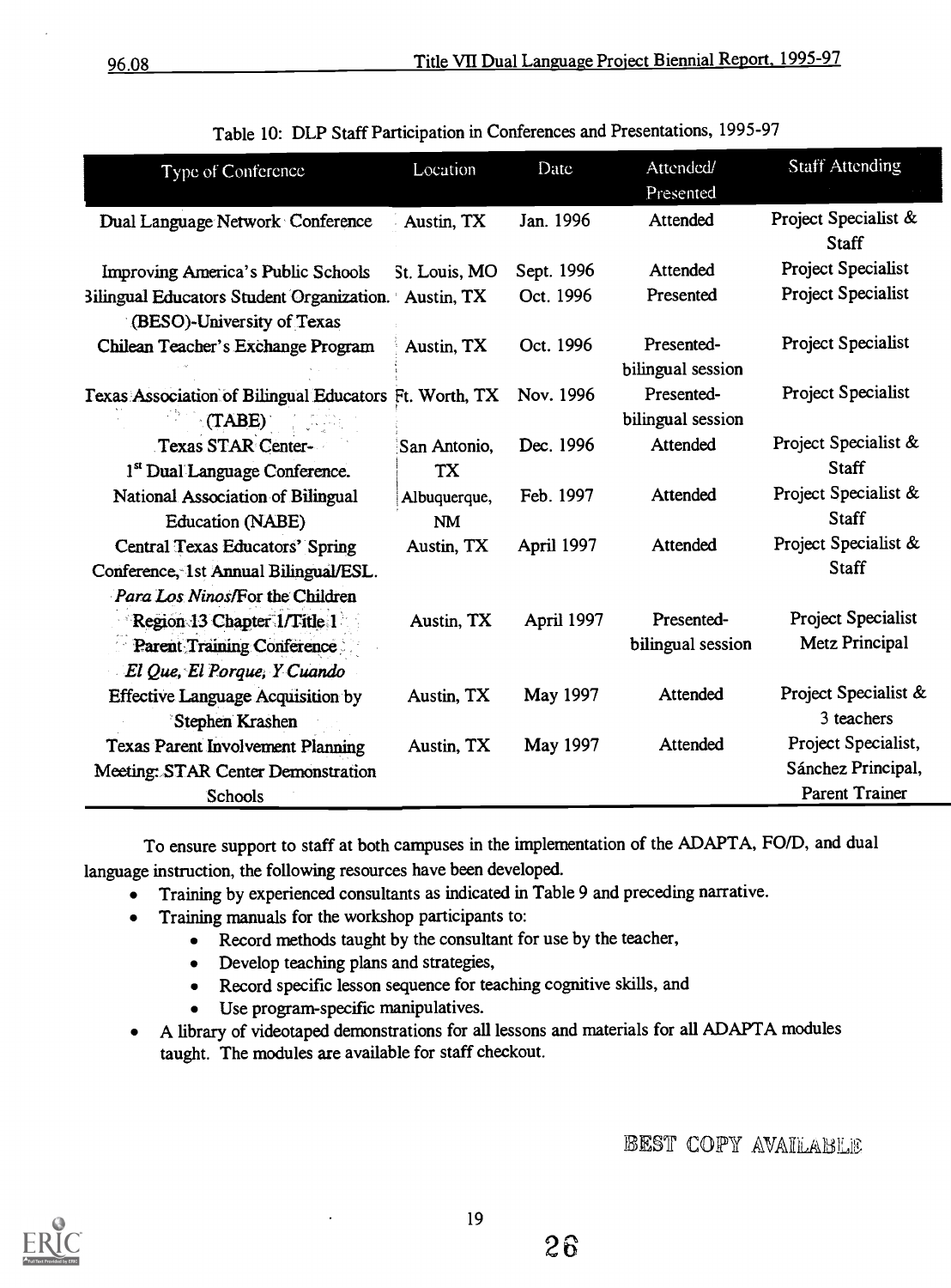Table 10: DLP Staff Participation in Conferences and Presentations, 1995-97

| Type of Conference | Location | Date | Attended/ Presented | Staff Attending |
|---|---|---|---|---|
| Dual Language Network Conference | Austin, TX | Jan. 1996 | Attended | Project Specialist & Staff |
| Improving America's Public Schools | St. Louis, MO | Sept. 1996 | Attended | Project Specialist |
| Bilingual Educators Student Organization. (BESO)-University of Texas | Austin, TX | Oct. 1996 | Presented | Project Specialist |
| Chilean Teacher's Exchange Program | Austin, TX | Oct. 1996 | Presented-bilingual session | Project Specialist |
| Texas Association of Bilingual Educators (TABE) | Ft. Worth, TX | Nov. 1996 | Presented-bilingual session | Project Specialist |
| Texas STAR Center- 1st Dual Language Conference. | San Antonio, TX | Dec. 1996 | Attended | Project Specialist & Staff |
| National Association of Bilingual Education (NABE) | Albuquerque, NM | Feb. 1997 | Attended | Project Specialist & Staff |
| Central Texas Educators' Spring Conference, 1st Annual Bilingual/ESL. *Para Los Ninos*/For the Children | Austin, TX | April 1997 | Attended | Project Specialist & Staff |
| Region 13 Chapter 1/Title 1 Parent Training Conference *El Que, El Porque, Y Cuando* | Austin, TX | April 1997 | Presented-bilingual session | Project Specialist Metz Principal |
| Effective Language Acquisition by Stephen Krashen | Austin, TX | May 1997 | Attended | Project Specialist & 3 teachers |
| Texas Parent Involvement Planning Meeting: STAR Center Demonstration Schools | Austin, TX | May 1997 | Attended | Project Specialist, Sánchez Principal, Parent Trainer |

To ensure support to staff at both campuses in the implementation of the ADAPTA, FO/D, and dual language instruction, the following resources have been developed.

- Training by experienced consultants as indicated in Table 9 and preceding narrative.
- Training manuals for the workshop participants to:
  - Record methods taught by the consultant for use by the teacher,
  - Develop teaching plans and strategies,
  - Record specific lesson sequence for teaching cognitive skills, and
  - Use program-specific manipulatives.
- A library of videotaped demonstrations for all lessons and materials for all ADAPTA modules taught. The modules are available for staff checkout.

BEST COPY AVAILABLE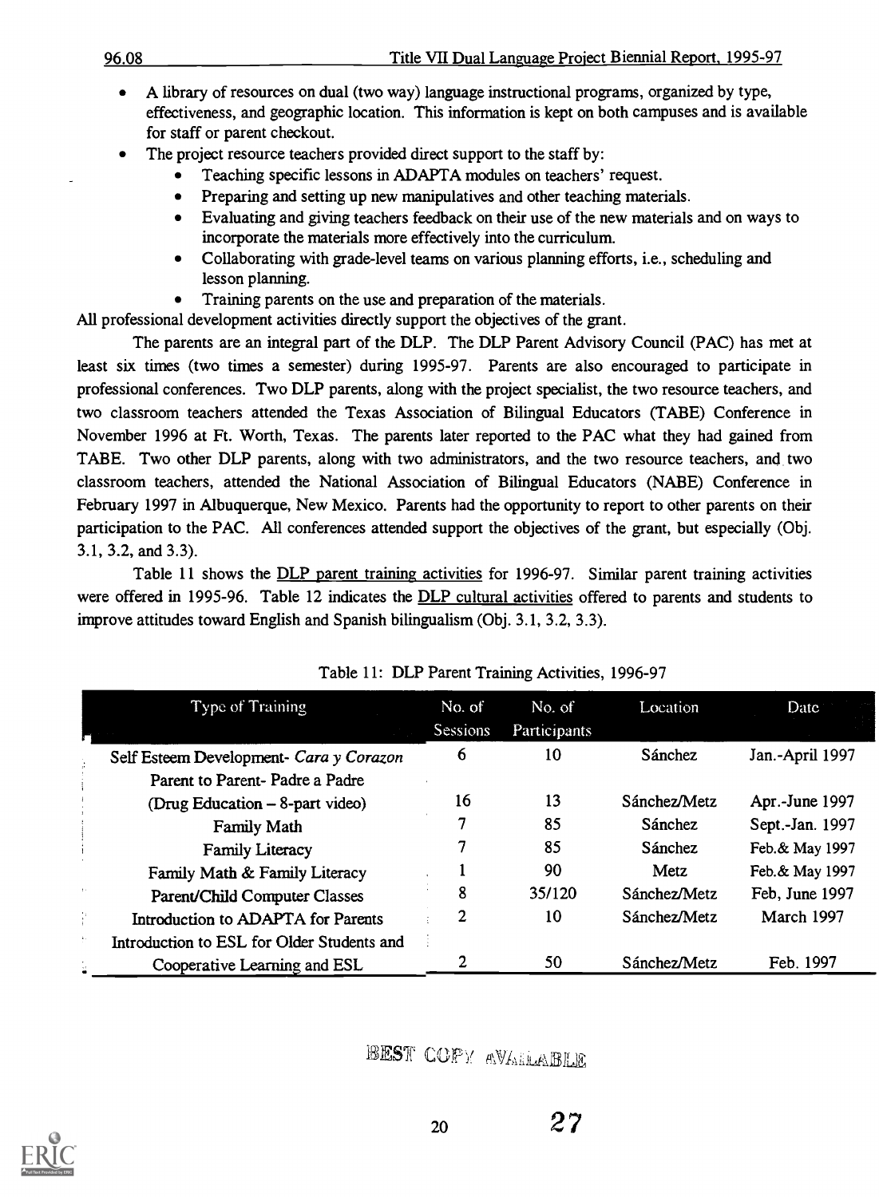- A library of resources on dual (two way) language instructional programs, organized by type, effectiveness, and geographic location. This information is kept on both campuses and is available for staff or parent checkout.
- The project resource teachers provided direct support to the staff by:
  - Teaching specific lessons in ADAPTA modules on teachers' request.
  - Preparing and setting up new manipulatives and other teaching materials.
  - Evaluating and giving teachers feedback on their use of the new materials and on ways to incorporate the materials more effectively into the curriculum.
  - Collaborating with grade-level teams on various planning efforts, i.e., scheduling and lesson planning.
  - Training parents on the use and preparation of the materials.

All professional development activities directly support the objectives of the grant.

The parents are an integral part of the DLP. The DLP Parent Advisory Council (PAC) has met at least six times (two times a semester) during 1995-97. Parents are also encouraged to participate in professional conferences. Two DLP parents, along with the project specialist, the two resource teachers, and two classroom teachers attended the Texas Association of Bilingual Educators (TABE) Conference in November 1996 at Ft. Worth, Texas. The parents later reported to the PAC what they had gained from TABE. Two other DLP parents, along with two administrators, and the two resource teachers, and two classroom teachers, attended the National Association of Bilingual Educators (NABE) Conference in February 1997 in Albuquerque, New Mexico. Parents had the opportunity to report to other parents on their participation to the PAC. All conferences attended support the objectives of the grant, but especially (Obj. 3.1, 3.2, and 3.3).

Table 11 shows the DLP parent training activities for 1996-97. Similar parent training activities were offered in 1995-96. Table 12 indicates the DLP cultural activities offered to parents and students to improve attitudes toward English and Spanish bilingualism (Obj. 3.1, 3.2, 3.3).

Table 11: DLP Parent Training Activities, 1996-97

| Type of Training | No. of Sessions | No. of Participants | Location | Date |
|---|---|---|---|---|
| Self Esteem Development- *Cara y Corazon* | 6 | 10 | Sánchez | Jan.-April 1997 |
| Parent to Parent- Padre a Padre (Drug Education – 8-part video) | 16 | 13 | Sánchez/Metz | Apr.-June 1997 |
| Family Math | 7 | 85 | Sánchez | Sept.-Jan. 1997 |
| Family Literacy | 7 | 85 | Sánchez | Feb.& May 1997 |
| Family Math & Family Literacy | 1 | 90 | Metz | Feb.& May 1997 |
| Parent/Child Computer Classes | 8 | 35/120 | Sánchez/Metz | Feb, June 1997 |
| Introduction to ADAPTA for Parents | 2 | 10 | Sánchez/Metz | March 1997 |
| Introduction to ESL for Older Students and Cooperative Learning and ESL | 2 | 50 | Sánchez/Metz | Feb. 1997 |

BEST COPY AVAILABLE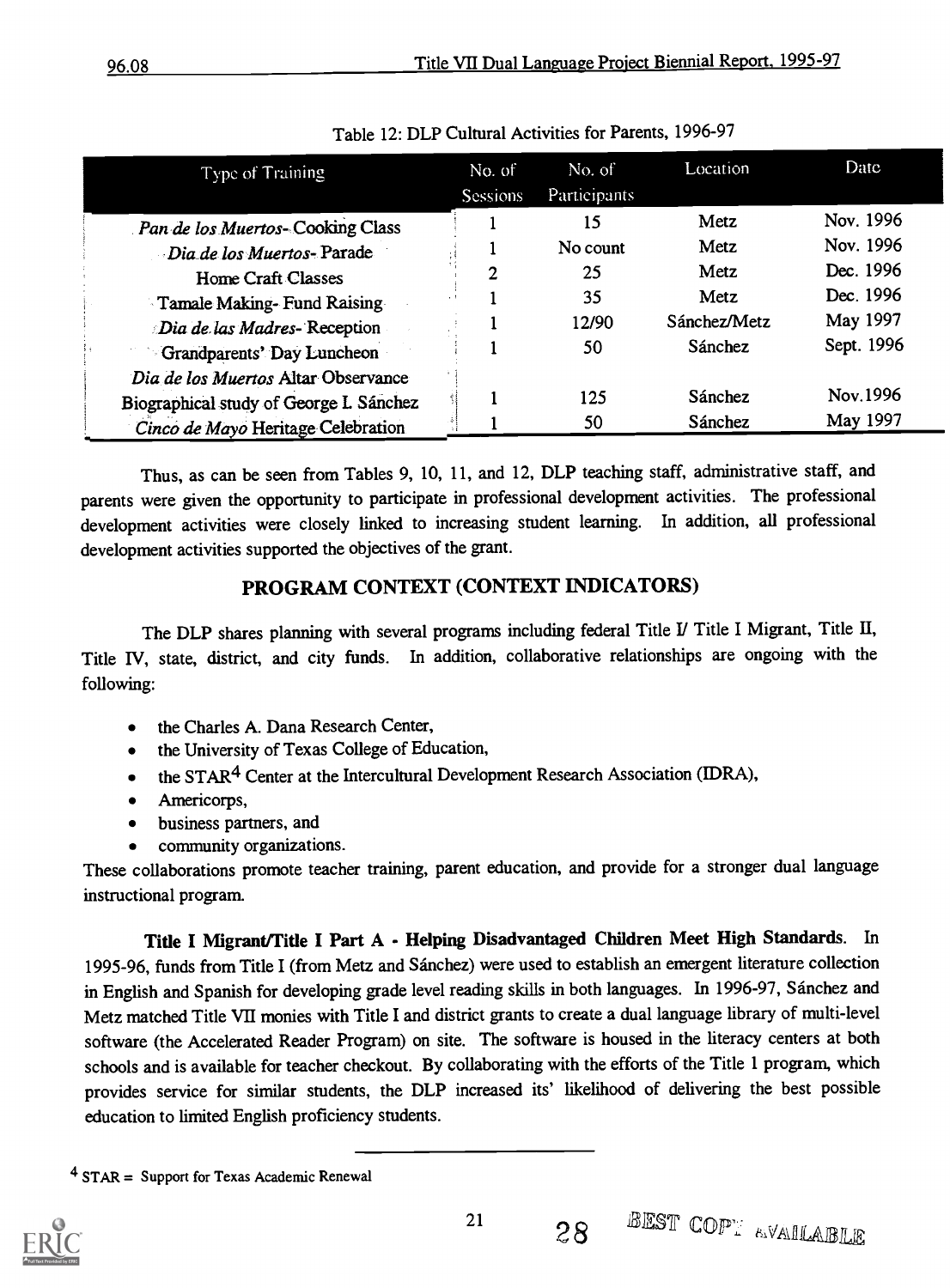Table 12: DLP Cultural Activities for Parents, 1996-97

| Type of Training | No. of Sessions | No. of Participants | Location | Date |
|---|---|---|---|---|
| *Pan de los Muertos*- Cooking Class | 1 | 15 | Metz | Nov. 1996 |
| *Dia de los Muertos*- Parade | 1 | No count | Metz | Nov. 1996 |
| Home Craft Classes | 2 | 25 | Metz | Dec. 1996 |
| Tamale Making- Fund Raising | 1 | 35 | Metz | Dec. 1996 |
| *Dia de las Madres*- Reception | 1 | 12/90 | Sánchez/Metz | May 1997 |
| Grandparents' Day Luncheon | 1 | 50 | Sánchez | Sept. 1996 |
| *Dia de los Muertos* Altar Observance Biographical study of George I. Sánchez | 1 | 125 | Sánchez | Nov.1996 |
| *Cinco de Mayo* Heritage Celebration | 1 | 50 | Sánchez | May 1997 |

Thus, as can be seen from Tables 9, 10, 11, and 12, DLP teaching staff, administrative staff, and parents were given the opportunity to participate in professional development activities. The professional development activities were closely linked to increasing student learning. In addition, all professional development activities supported the objectives of the grant.

## PROGRAM CONTEXT (CONTEXT INDICATORS)

The DLP shares planning with several programs including federal Title I/ Title I Migrant, Title II, Title IV, state, district, and city funds. In addition, collaborative relationships are ongoing with the following:

- the Charles A. Dana Research Center,
- the University of Texas College of Education,
- the STAR[4] Center at the Intercultural Development Research Association (IDRA),
- Americorps,
- business partners, and
- community organizations.

These collaborations promote teacher training, parent education, and provide for a stronger dual language instructional program.

**Title I Migrant/Title I Part A - Helping Disadvantaged Children Meet High Standards.** In 1995-96, funds from Title I (from Metz and Sánchez) were used to establish an emergent literature collection in English and Spanish for developing grade level reading skills in both languages. In 1996-97, Sánchez and Metz matched Title VII monies with Title I and district grants to create a dual language library of multi-level software (the Accelerated Reader Program) on site. The software is housed in the literacy centers at both schools and is available for teacher checkout. By collaborating with the efforts of the Title 1 program, which provides service for similar students, the DLP increased its' likelihood of delivering the best possible education to limited English proficiency students.

[4] STAR = Support for Texas Academic Renewal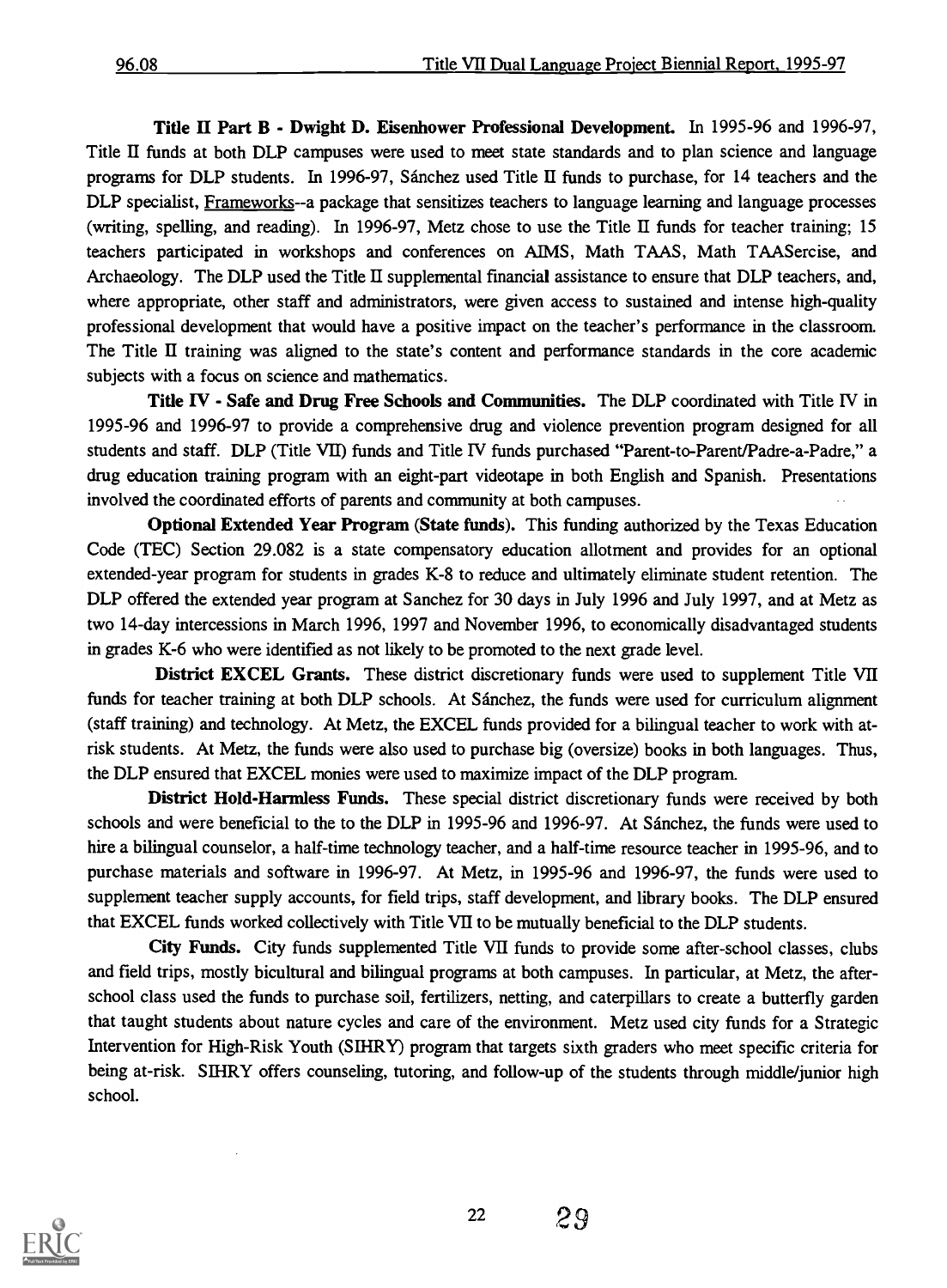**Title II Part B - Dwight D. Eisenhower Professional Development.** In 1995-96 and 1996-97, Title II funds at both DLP campuses were used to meet state standards and to plan science and language programs for DLP students. In 1996-97, Sánchez used Title II funds to purchase, for 14 teachers and the DLP specialist, Frameworks--a package that sensitizes teachers to language learning and language processes (writing, spelling, and reading). In 1996-97, Metz chose to use the Title II funds for teacher training; 15 teachers participated in workshops and conferences on AIMS, Math TAAS, Math TAASercise, and Archaeology. The DLP used the Title II supplemental financial assistance to ensure that DLP teachers, and, where appropriate, other staff and administrators, were given access to sustained and intense high-quality professional development that would have a positive impact on the teacher's performance in the classroom. The Title II training was aligned to the state's content and performance standards in the core academic subjects with a focus on science and mathematics.

**Title IV - Safe and Drug Free Schools and Communities.** The DLP coordinated with Title IV in 1995-96 and 1996-97 to provide a comprehensive drug and violence prevention program designed for all students and staff. DLP (Title VII) funds and Title IV funds purchased "Parent-to-Parent/Padre-a-Padre," a drug education training program with an eight-part videotape in both English and Spanish. Presentations involved the coordinated efforts of parents and community at both campuses.

**Optional Extended Year Program (State funds).** This funding authorized by the Texas Education Code (TEC) Section 29.082 is a state compensatory education allotment and provides for an optional extended-year program for students in grades K-8 to reduce and ultimately eliminate student retention. The DLP offered the extended year program at Sanchez for 30 days in July 1996 and July 1997, and at Metz as two 14-day intercessions in March 1996, 1997 and November 1996, to economically disadvantaged students in grades K-6 who were identified as not likely to be promoted to the next grade level.

**District EXCEL Grants.** These district discretionary funds were used to supplement Title VII funds for teacher training at both DLP schools. At Sánchez, the funds were used for curriculum alignment (staff training) and technology. At Metz, the EXCEL funds provided for a bilingual teacher to work with at-risk students. At Metz, the funds were also used to purchase big (oversize) books in both languages. Thus, the DLP ensured that EXCEL monies were used to maximize impact of the DLP program.

**District Hold-Harmless Funds.** These special district discretionary funds were received by both schools and were beneficial to the to the DLP in 1995-96 and 1996-97. At Sánchez, the funds were used to hire a bilingual counselor, a half-time technology teacher, and a half-time resource teacher in 1995-96, and to purchase materials and software in 1996-97. At Metz, in 1995-96 and 1996-97, the funds were used to supplement teacher supply accounts, for field trips, staff development, and library books. The DLP ensured that EXCEL funds worked collectively with Title VII to be mutually beneficial to the DLP students.

**City Funds.** City funds supplemented Title VII funds to provide some after-school classes, clubs and field trips, mostly bicultural and bilingual programs at both campuses. In particular, at Metz, the after-school class used the funds to purchase soil, fertilizers, netting, and caterpillars to create a butterfly garden that taught students about nature cycles and care of the environment. Metz used city funds for a Strategic Intervention for High-Risk Youth (SIHRY) program that targets sixth graders who meet specific criteria for being at-risk. SIHRY offers counseling, tutoring, and follow-up of the students through middle/junior high school.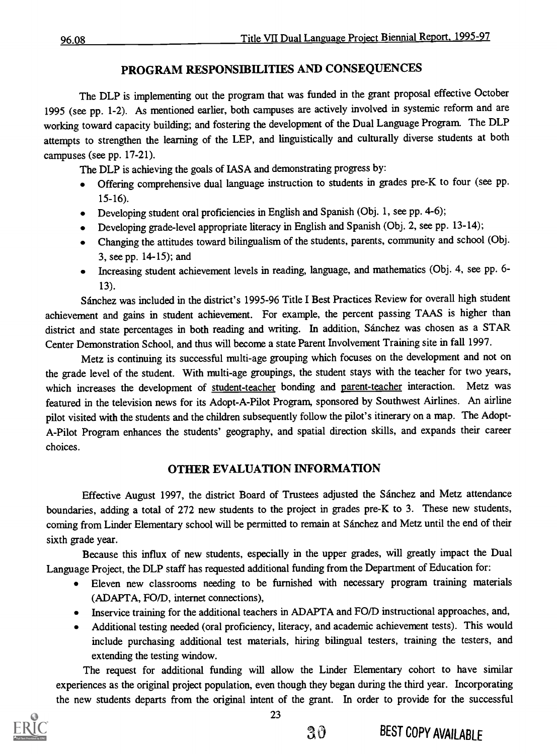## PROGRAM RESPONSIBILITIES AND CONSEQUENCES

The DLP is implementing out the program that was funded in the grant proposal effective October 1995 (see pp. 1-2). As mentioned earlier, both campuses are actively involved in systemic reform and are working toward capacity building; and fostering the development of the Dual Language Program. The DLP attempts to strengthen the learning of the LEP, and linguistically and culturally diverse students at both campuses (see pp. 17-21).

The DLP is achieving the goals of IASA and demonstrating progress by:

- Offering comprehensive dual language instruction to students in grades pre-K to four (see pp. 15-16).
- Developing student oral proficiencies in English and Spanish (Obj. 1, see pp. 4-6);
- Developing grade-level appropriate literacy in English and Spanish (Obj. 2, see pp. 13-14);
- Changing the attitudes toward bilingualism of the students, parents, community and school (Obj. 3, see pp. 14-15); and
- Increasing student achievement levels in reading, language, and mathematics (Obj. 4, see pp. 6-13).

Sánchez was included in the district's 1995-96 Title I Best Practices Review for overall high student achievement and gains in student achievement. For example, the percent passing TAAS is higher than district and state percentages in both reading and writing. In addition, Sánchez was chosen as a STAR Center Demonstration School, and thus will become a state Parent Involvement Training site in fall 1997.

Metz is continuing its successful multi-age grouping which focuses on the development and not on the grade level of the student. With multi-age groupings, the student stays with the teacher for two years, which increases the development of student-teacher bonding and parent-teacher interaction. Metz was featured in the television news for its Adopt-A-Pilot Program, sponsored by Southwest Airlines. An airline pilot visited with the students and the children subsequently follow the pilot's itinerary on a map. The Adopt-A-Pilot Program enhances the students' geography, and spatial direction skills, and expands their career choices.

## OTHER EVALUATION INFORMATION

Effective August 1997, the district Board of Trustees adjusted the Sánchez and Metz attendance boundaries, adding a total of 272 new students to the project in grades pre-K to 3. These new students, coming from Linder Elementary school will be permitted to remain at Sánchez and Metz until the end of their sixth grade year.

Because this influx of new students, especially in the upper grades, will greatly impact the Dual Language Project, the DLP staff has requested additional funding from the Department of Education for:

- Eleven new classrooms needing to be furnished with necessary program training materials (ADAPTA, FO/D, internet connections),
- Inservice training for the additional teachers in ADAPTA and FO/D instructional approaches, and,
- Additional testing needed (oral proficiency, literacy, and academic achievement tests). This would include purchasing additional test materials, hiring bilingual testers, training the testers, and extending the testing window.

The request for additional funding will allow the Linder Elementary cohort to have similar experiences as the original project population, even though they began during the third year. Incorporating the new students departs from the original intent of the grant. In order to provide for the successful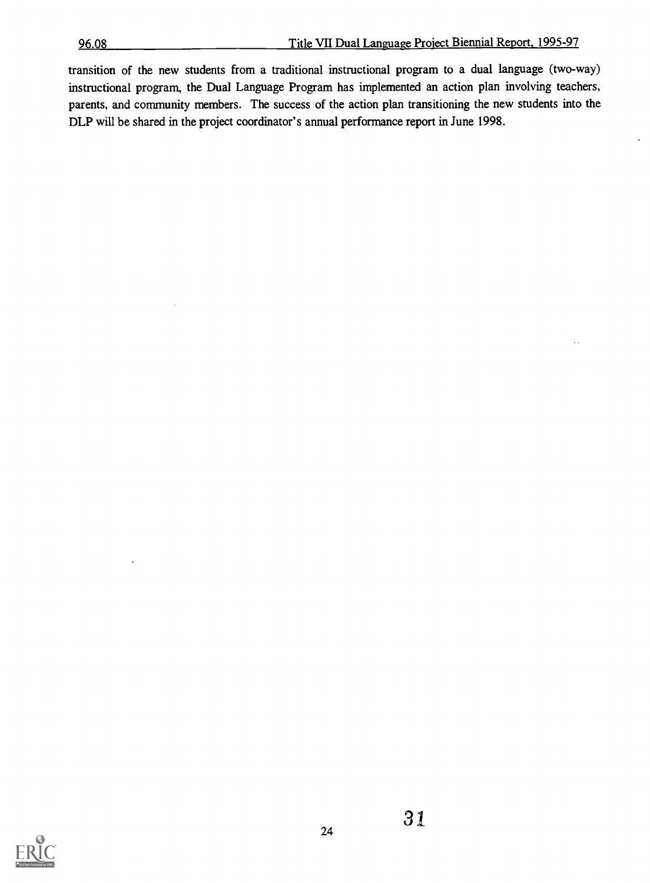transition of the new students from a traditional instructional program to a dual language (two-way) instructional program, the Dual Language Program has implemented an action plan involving teachers, parents, and community members. The success of the action plan transitioning the new students into the DLP will be shared in the project coordinator's annual performance report in June 1998.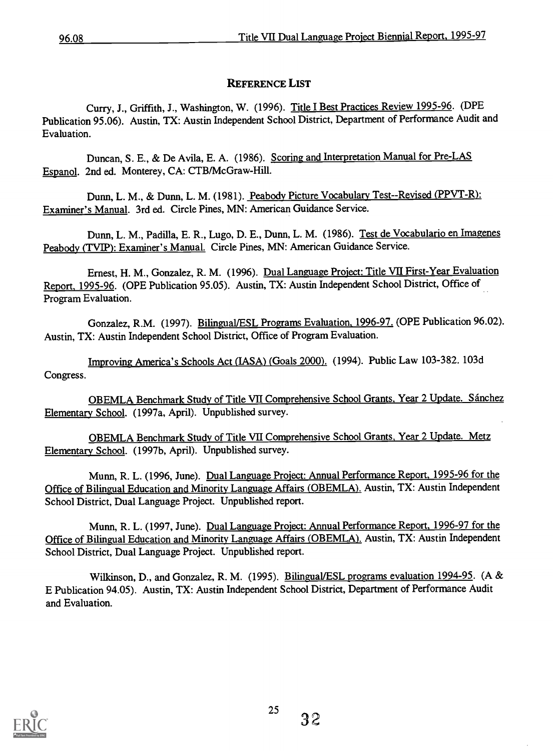## REFERENCE LIST

Curry, J., Griffith, J., Washington, W. (1996). Title I Best Practices Review 1995-96. (DPE Publication 95.06). Austin, TX: Austin Independent School District, Department of Performance Audit and Evaluation.

Duncan, S. E., & De Avila, E. A. (1986). Scoring and Interpretation Manual for Pre-LAS Espanol. 2nd ed. Monterey, CA: CTB/McGraw-Hill.

Dunn, L. M., & Dunn, L. M. (1981). Peabody Picture Vocabulary Test--Revised (PPVT-R): Examiner's Manual. 3rd ed. Circle Pines, MN: American Guidance Service.

Dunn, L. M., Padilla, E. R., Lugo, D. E., Dunn, L. M. (1986). Test de Vocabulario en Imagenes Peabody (TVIP): Examiner's Manual. Circle Pines, MN: American Guidance Service.

Ernest, H. M., Gonzalez, R. M. (1996). Dual Language Project: Title VII First-Year Evaluation Report, 1995-96. (OPE Publication 95.05). Austin, TX: Austin Independent School District, Office of Program Evaluation.

Gonzalez, R.M. (1997). Bilingual/ESL Programs Evaluation, 1996-97. (OPE Publication 96.02). Austin, TX: Austin Independent School District, Office of Program Evaluation.

Improving America's Schools Act (IASA) (Goals 2000). (1994). Public Law 103-382. 103d Congress.

OBEMLA Benchmark Study of Title VII Comprehensive School Grants, Year 2 Update. Sánchez Elementary School. (1997a, April). Unpublished survey.

OBEMLA Benchmark Study of Title VII Comprehensive School Grants, Year 2 Update. Metz Elementary School. (1997b, April). Unpublished survey.

Munn, R. L. (1996, June). Dual Language Project: Annual Performance Report, 1995-96 for the Office of Bilingual Education and Minority Language Affairs (OBEMLA). Austin, TX: Austin Independent School District, Dual Language Project. Unpublished report.

Munn, R. L. (1997, June). Dual Language Project: Annual Performance Report, 1996-97 for the Office of Bilingual Education and Minority Language Affairs (OBEMLA). Austin, TX: Austin Independent School District, Dual Language Project. Unpublished report.

Wilkinson, D., and Gonzalez, R. M. (1995). Bilingual/ESL programs evaluation 1994-95. (A & E Publication 94.05). Austin, TX: Austin Independent School District, Department of Performance Audit and Evaluation.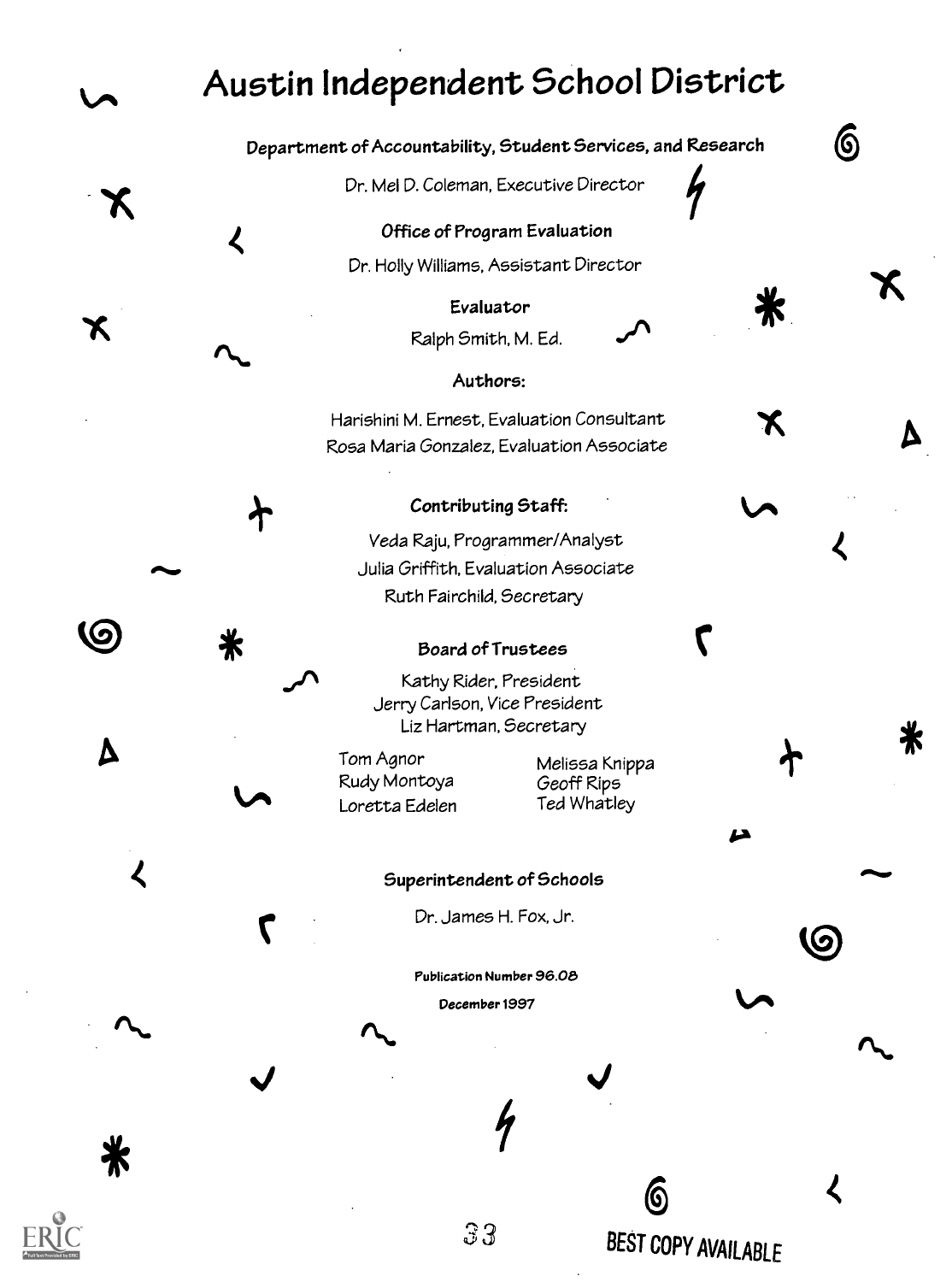# Austin Independent School District

**Department of Accountability, Student Services, and Research**

Dr. Mel D. Coleman, Executive Director

**Office of Program Evaluation**

Dr. Holly Williams, Assistant Director

**Evaluator**

Ralph Smith, M. Ed.

**Authors:**

Harishini M. Ernest, Evaluation Consultant
Rosa Maria Gonzalez, Evaluation Associate

**Contributing Staff:**

Veda Raju, Programmer/Analyst
Julia Griffith, Evaluation Associate
Ruth Fairchild, Secretary

**Board of Trustees**

Kathy Rider, President
Jerry Carlson, Vice President
Liz Hartman, Secretary

Tom Agnor
Rudy Montoya
Loretta Edelen
Melissa Knippa
Geoff Rips
Ted Whatley

**Superintendent of Schools**

Dr. James H. Fox, Jr.

**Publication Number 96.08**

**December 1997**

BEST COPY AVAILABLE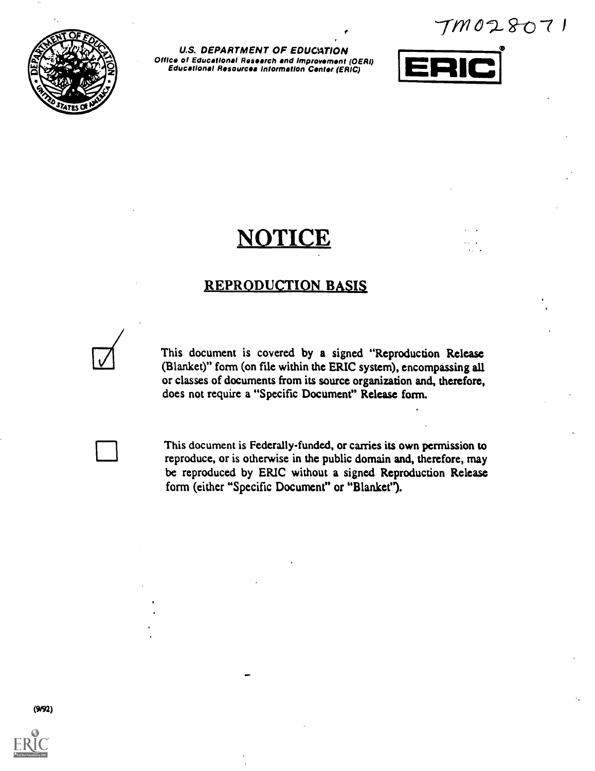TM028071

U.S. DEPARTMENT OF EDUCATION
Office of Educational Research and Improvement (OERI)
Educational Resources Information Center (ERIC)

ERIC

# NOTICE

## REPRODUCTION BASIS

☑ This document is covered by a signed "Reproduction Release (Blanket)" form (on file within the ERIC system), encompassing all or classes of documents from its source organization and, therefore, does not require a "Specific Document" Release form.

☐ This document is Federally-funded, or carries its own permission to reproduce, or is otherwise in the public domain and, therefore, may be reproduced by ERIC without a signed Reproduction Release form (either "Specific Document" or "Blanket").

(9/92)